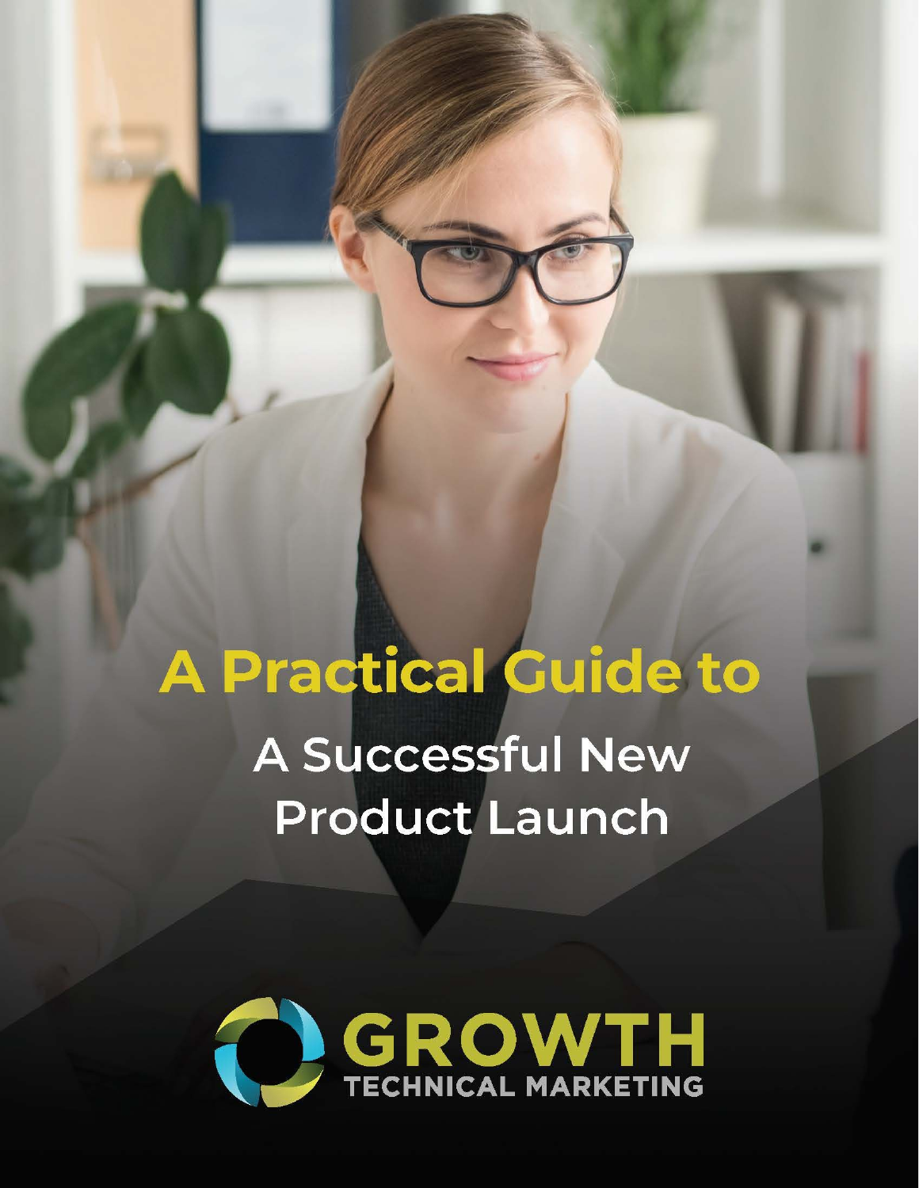# A Practical Guide to

## A Successful New Product Launch

GROWTH

TECHNICAL MARKETING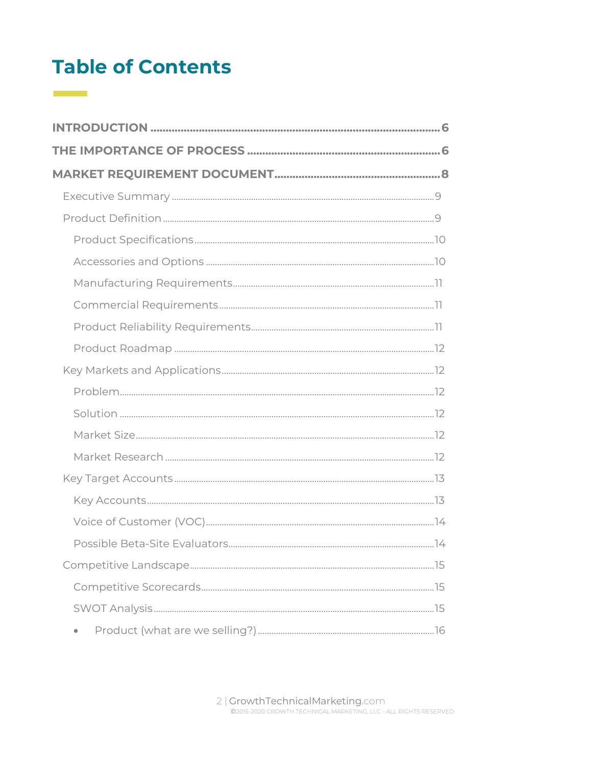# Table of Contents

**INTRODUCTION** ........ 6

**THE IMPORTANCE OF PROCESS** ........ 6

**MARKET REQUIREMENT DOCUMENT** ........ 8

- Executive Summary ........ 9
- Product Definition ........ 9
  - Product Specifications ........ 10
  - Accessories and Options ........ 10
  - Manufacturing Requirements ........ 11
  - Commercial Requirements ........ 11
  - Product Reliability Requirements ........ 11
  - Product Roadmap ........ 12
- Key Markets and Applications ........ 12
  - Problem ........ 12
  - Solution ........ 12
  - Market Size ........ 12
  - Market Research ........ 12
- Key Target Accounts ........ 13
  - Key Accounts ........ 13
  - Voice of Customer (VOC) ........ 14
  - Possible Beta-Site Evaluators ........ 14
- Competitive Landscape ........ 15
  - Competitive Scorecards ........ 15
  - SWOT Analysis ........ 15
    - Product (what are we selling?) ........ 16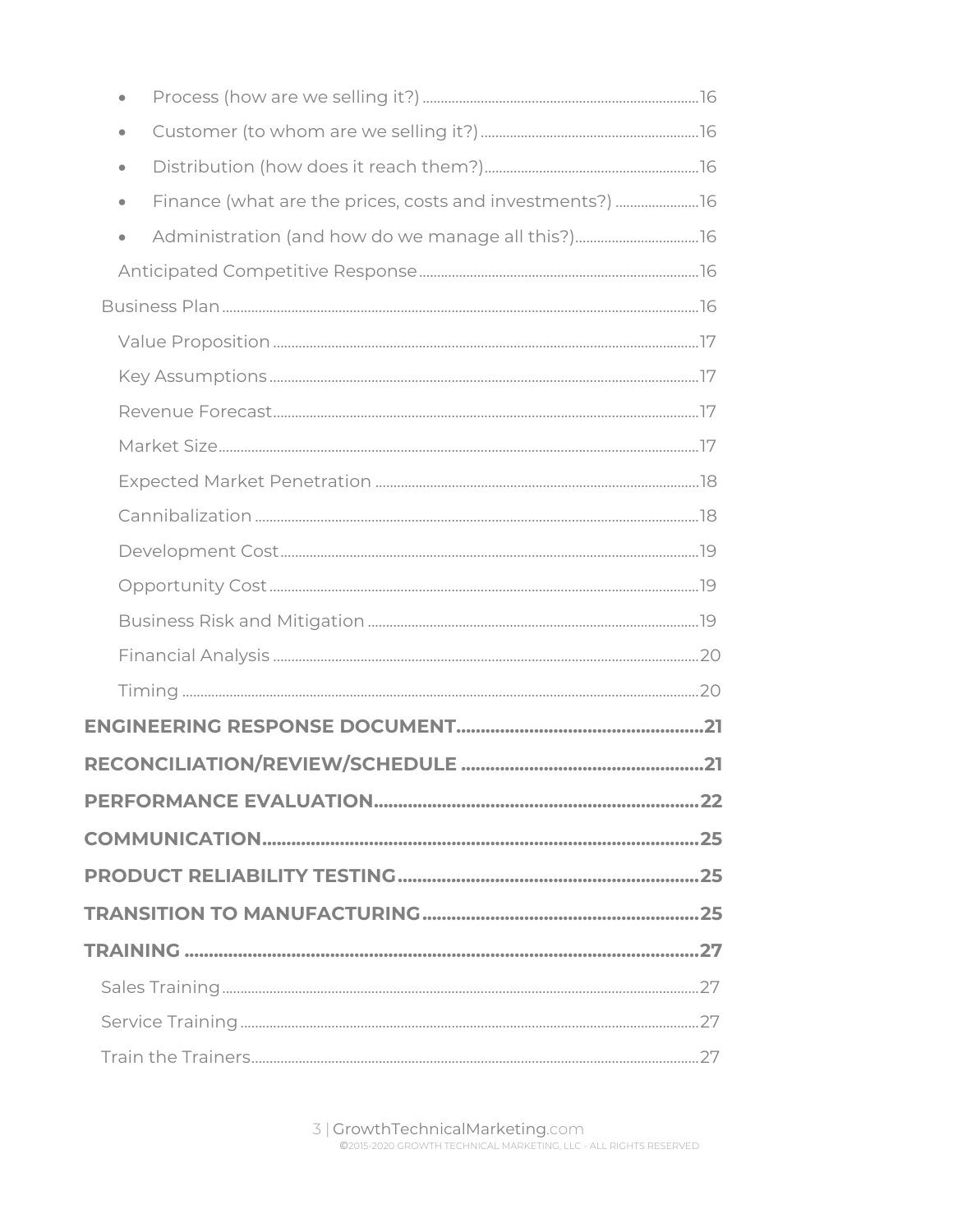- Process (how are we selling it?) ....................................................................16
- Customer (to whom are we selling it?) ...........................................................16
- Distribution (how does it reach them?)...........................................................16
- Finance (what are the prices, costs and investments?) .......................16
- Administration (and how do we manage all this?).................................16

Anticipated Competitive Response ........................................................................16

Business Plan .............................................................................................................16

Value Proposition .....................................................................................................17

Key Assumptions .....................................................................................................17

Revenue Forecast.....................................................................................................17

Market Size.................................................................................................................17

Expected Market Penetration ...............................................................................18

Cannibalization .........................................................................................................18

Development Cost...................................................................................................19

Opportunity Cost .....................................................................................................19

Business Risk and Mitigation ...............................................................................19

Financial Analysis ....................................................................................................20

Timing ..........................................................................................................................20

**ENGINEERING RESPONSE DOCUMENT....................................................21**

**RECONCILIATION/REVIEW/SCHEDULE ..................................................21**

**PERFORMANCE EVALUATION......................................................................22**

**COMMUNICATION.............................................................................................25**

**PRODUCT RELIABILITY TESTING...............................................................25**

**TRANSITION TO MANUFACTURING...........................................................25**

**TRAINING ...............................................................................................................27**

Sales Training.............................................................................................................27

Service Training ........................................................................................................27

Train the Trainers.....................................................................................................27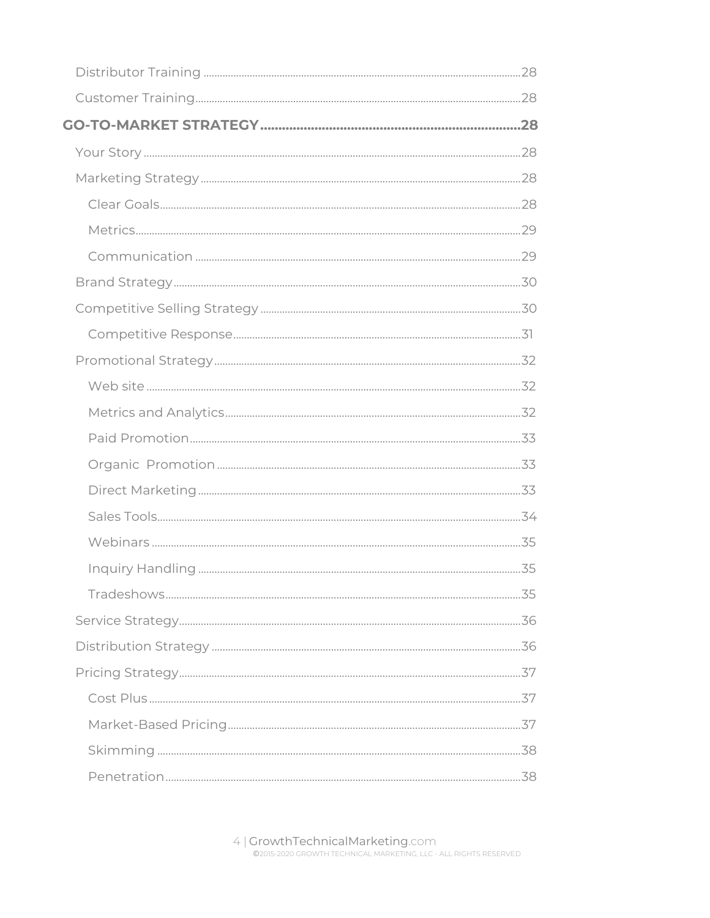Distributor Training ........................................................................................................28

Customer Training ........................................................................................................28

**GO-TO-MARKET STRATEGY ........................................................................................28**

Your Story ........................................................................................................28

Marketing Strategy ........................................................................................................28

Clear Goals ........................................................................................................28

Metrics ........................................................................................................29

Communication ........................................................................................................29

Brand Strategy ........................................................................................................30

Competitive Selling Strategy ........................................................................................................30

Competitive Response ........................................................................................................31

Promotional Strategy ........................................................................................................32

Web site ........................................................................................................32

Metrics and Analytics ........................................................................................................32

Paid Promotion ........................................................................................................33

Organic Promotion ........................................................................................................33

Direct Marketing ........................................................................................................33

Sales Tools ........................................................................................................34

Webinars ........................................................................................................35

Inquiry Handling ........................................................................................................35

Tradeshows ........................................................................................................35

Service Strategy ........................................................................................................36

Distribution Strategy ........................................................................................................36

Pricing Strategy ........................................................................................................37

Cost Plus ........................................................................................................37

Market-Based Pricing ........................................................................................................37

Skimming ........................................................................................................38

Penetration ........................................................................................................38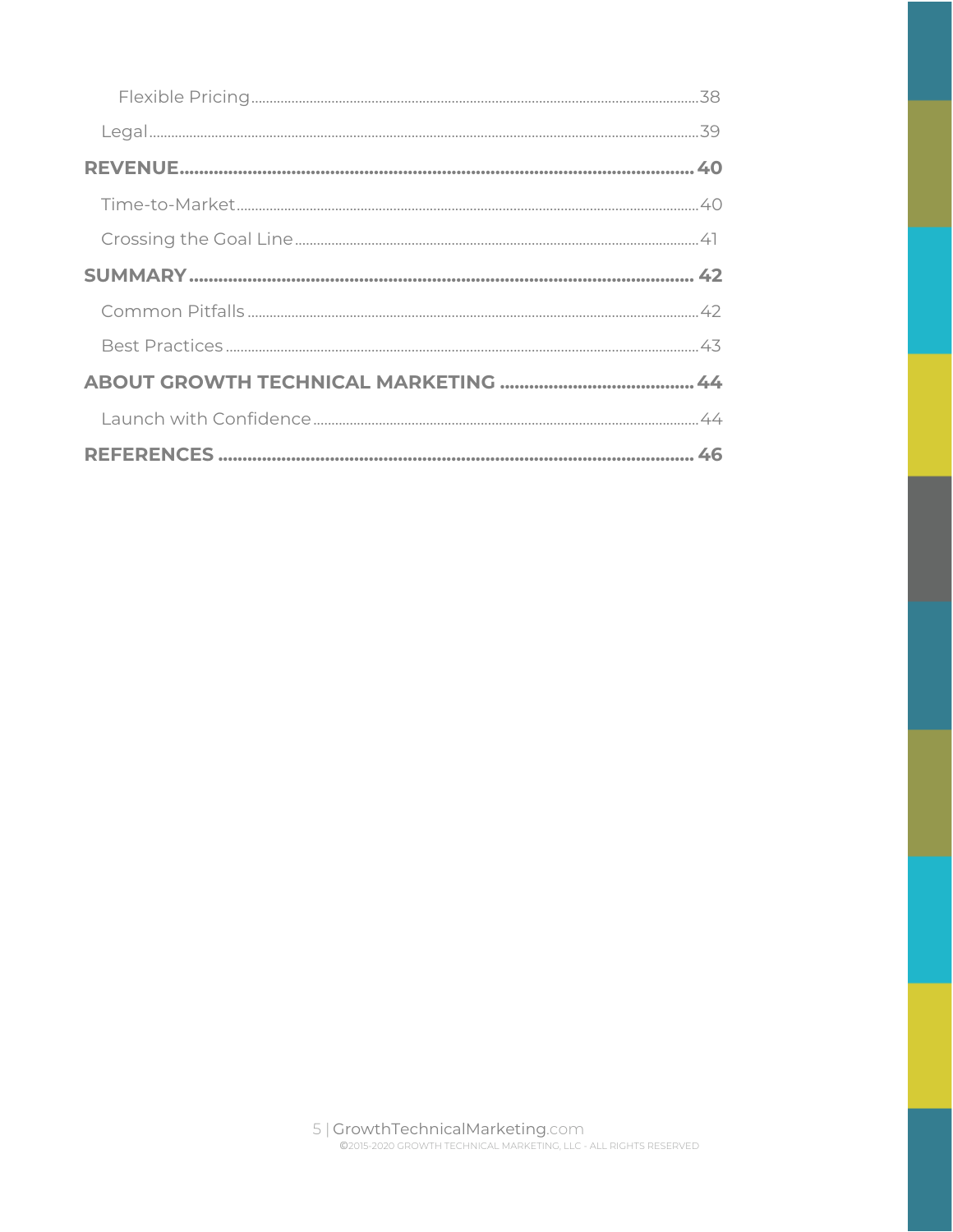Flexible Pricing ........ 38

Legal ........ 39

**REVENUE ........ 40**

Time-to-Market ........ 40

Crossing the Goal Line ........ 41

**SUMMARY ........ 42**

Common Pitfalls ........ 42

Best Practices ........ 43

**ABOUT GROWTH TECHNICAL MARKETING ........ 44**

Launch with Confidence ........ 44

**REFERENCES ........ 46**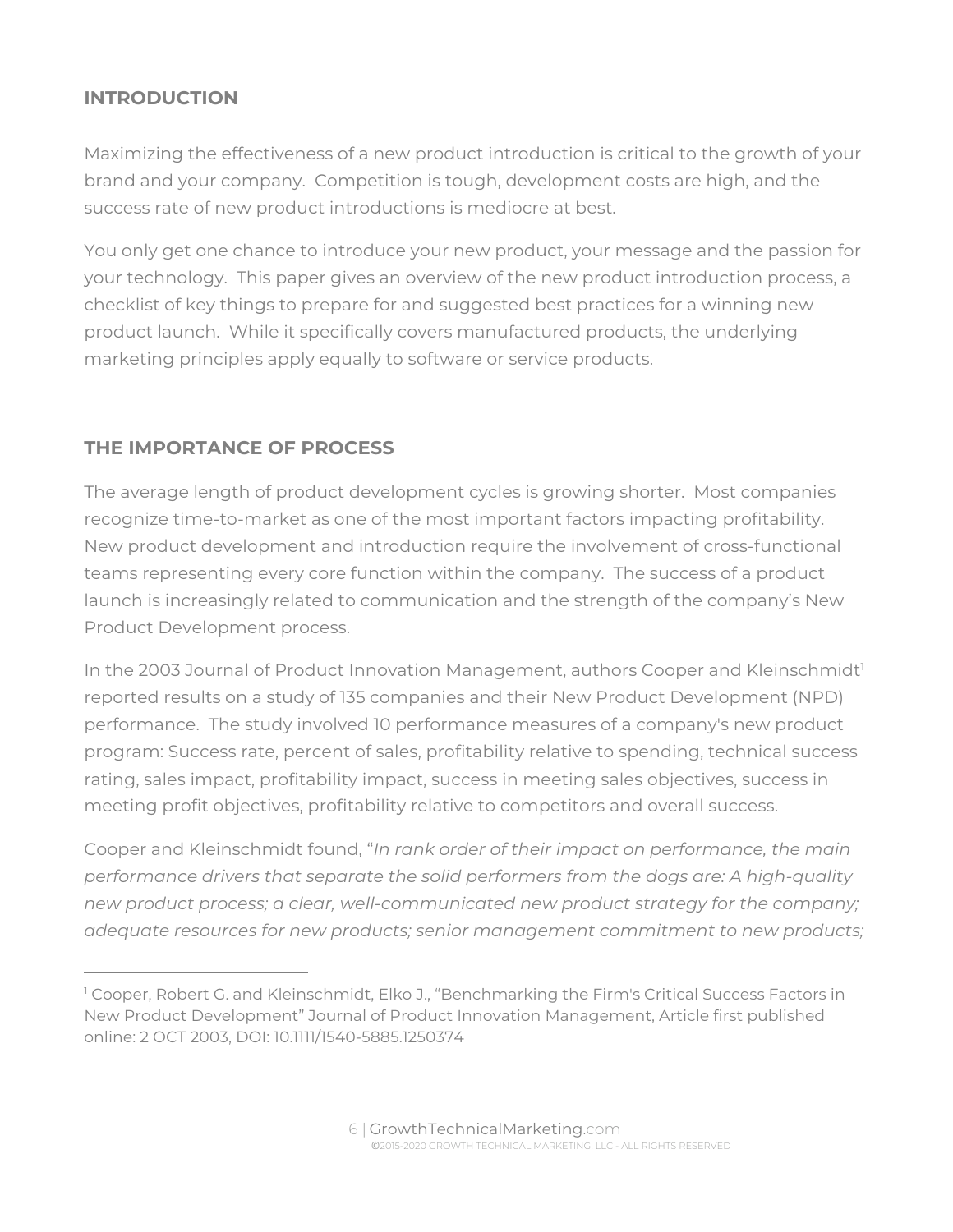## INTRODUCTION

Maximizing the effectiveness of a new product introduction is critical to the growth of your brand and your company. Competition is tough, development costs are high, and the success rate of new product introductions is mediocre at best.

You only get one chance to introduce your new product, your message and the passion for your technology. This paper gives an overview of the new product introduction process, a checklist of key things to prepare for and suggested best practices for a winning new product launch. While it specifically covers manufactured products, the underlying marketing principles apply equally to software or service products.

## THE IMPORTANCE OF PROCESS

The average length of product development cycles is growing shorter. Most companies recognize time-to-market as one of the most important factors impacting profitability. New product development and introduction require the involvement of cross-functional teams representing every core function within the company. The success of a product launch is increasingly related to communication and the strength of the company's New Product Development process.

In the 2003 Journal of Product Innovation Management, authors Cooper and Kleinschmidt[1] reported results on a study of 135 companies and their New Product Development (NPD) performance. The study involved 10 performance measures of a company's new product program: Success rate, percent of sales, profitability relative to spending, technical success rating, sales impact, profitability impact, success in meeting sales objectives, success in meeting profit objectives, profitability relative to competitors and overall success.

Cooper and Kleinschmidt found, "*In rank order of their impact on performance, the main performance drivers that separate the solid performers from the dogs are: A high-quality new product process; a clear, well-communicated new product strategy for the company; adequate resources for new products; senior management commitment to new products;*

---

[1] Cooper, Robert G. and Kleinschmidt, Elko J., "Benchmarking the Firm's Critical Success Factors in New Product Development" Journal of Product Innovation Management, Article first published online: 2 OCT 2003, DOI: 10.1111/1540-5885.1250374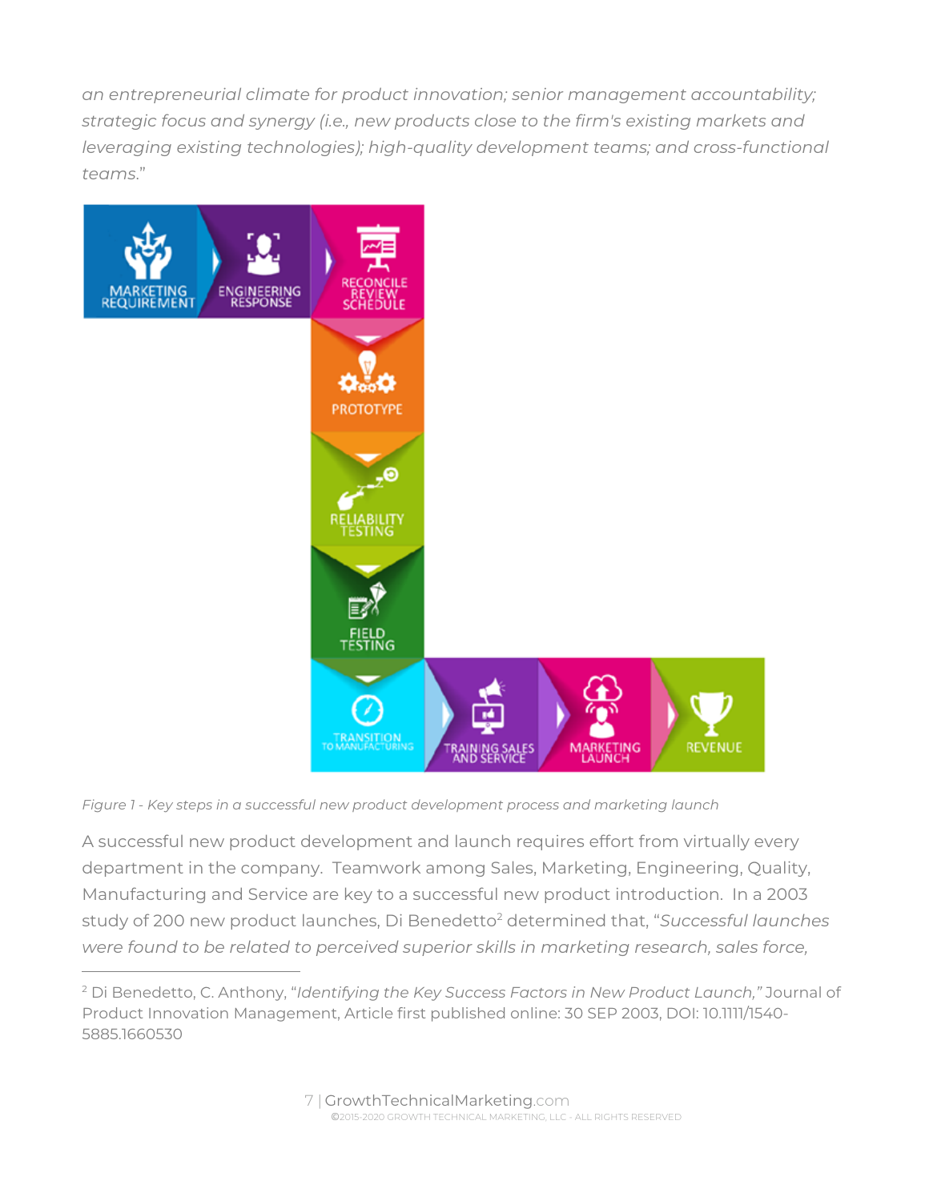*an entrepreneurial climate for product innovation; senior management accountability; strategic focus and synergy (i.e., new products close to the firm's existing markets and leveraging existing technologies); high-quality development teams; and cross-functional teams*."

MARKETING REQUIREMENT → ENGINEERING RESPONSE → RECONCILE REVIEW SCHEDULE → PROTOTYPE → RELIABILITY TESTING → FIELD TESTING → TRANSITION TO MANUFACTURING → TRAINING SALES AND SERVICE → MARKETING LAUNCH → REVENUE

*Figure 1 - Key steps in a successful new product development process and marketing launch*

A successful new product development and launch requires effort from virtually every department in the company. Teamwork among Sales, Marketing, Engineering, Quality, Manufacturing and Service are key to a successful new product introduction. In a 2003 study of 200 new product launches, Di Benedetto[2] determined that, "*Successful launches were found to be related to perceived superior skills in marketing research, sales force,*

---

[2] Di Benedetto, C. Anthony, "*Identifying the Key Success Factors in New Product Launch,"* Journal of Product Innovation Management, Article first published online: 30 SEP 2003, DOI: 10.1111/1540-5885.1660530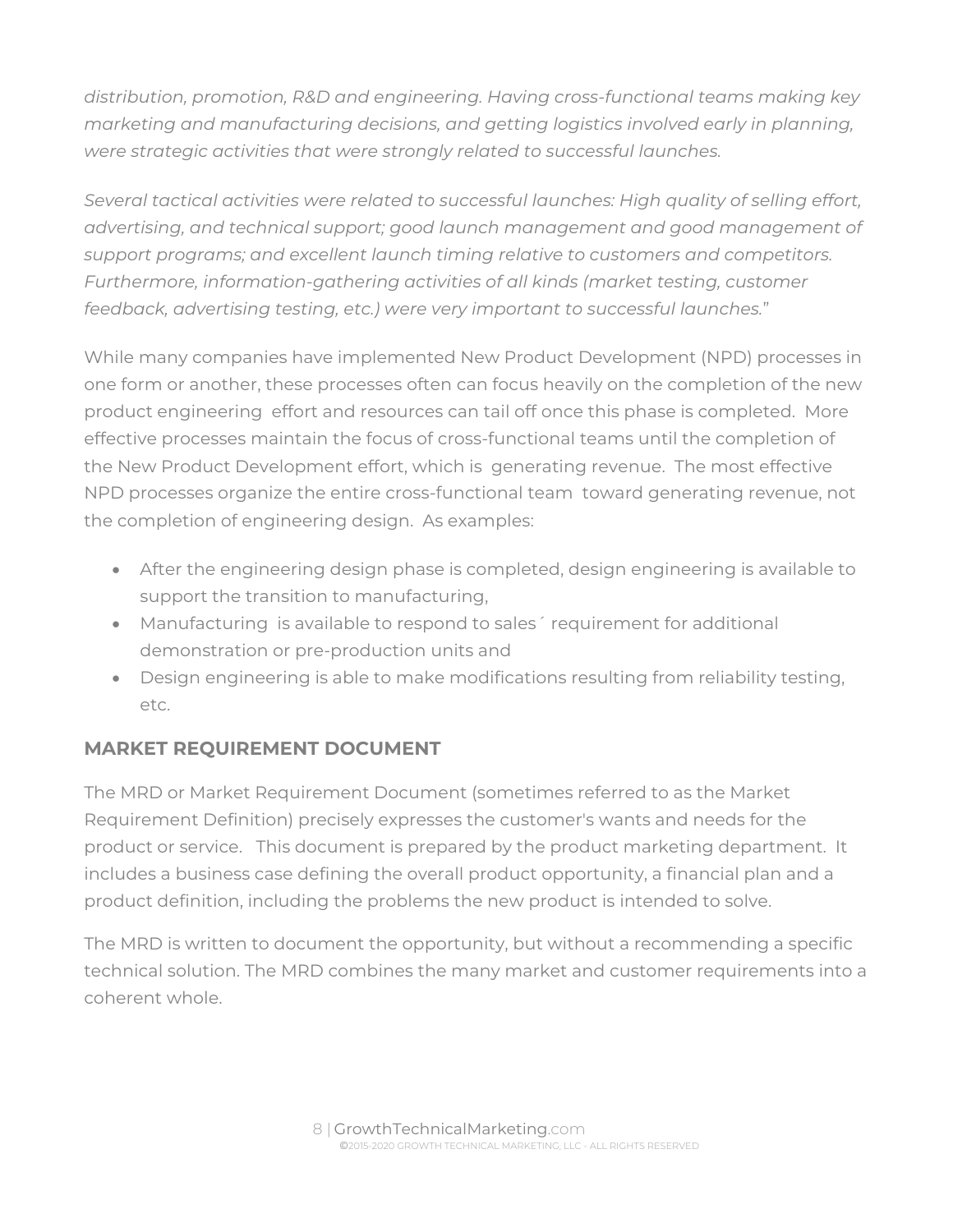*distribution, promotion, R&D and engineering. Having cross-functional teams making key marketing and manufacturing decisions, and getting logistics involved early in planning, were strategic activities that were strongly related to successful launches.*

*Several tactical activities were related to successful launches: High quality of selling effort, advertising, and technical support; good launch management and good management of support programs; and excellent launch timing relative to customers and competitors. Furthermore, information-gathering activities of all kinds (market testing, customer feedback, advertising testing, etc.) were very important to successful launches.*"

While many companies have implemented New Product Development (NPD) processes in one form or another, these processes often can focus heavily on the completion of the new product engineering effort and resources can tail off once this phase is completed. More effective processes maintain the focus of cross-functional teams until the completion of the New Product Development effort, which is generating revenue. The most effective NPD processes organize the entire cross-functional team toward generating revenue, not the completion of engineering design. As examples:

- After the engineering design phase is completed, design engineering is available to support the transition to manufacturing,
- Manufacturing is available to respond to sales´ requirement for additional demonstration or pre-production units and
- Design engineering is able to make modifications resulting from reliability testing, etc.

## MARKET REQUIREMENT DOCUMENT

The MRD or Market Requirement Document (sometimes referred to as the Market Requirement Definition) precisely expresses the customer's wants and needs for the product or service. This document is prepared by the product marketing department. It includes a business case defining the overall product opportunity, a financial plan and a product definition, including the problems the new product is intended to solve.

The MRD is written to document the opportunity, but without a recommending a specific technical solution. The MRD combines the many market and customer requirements into a coherent whole.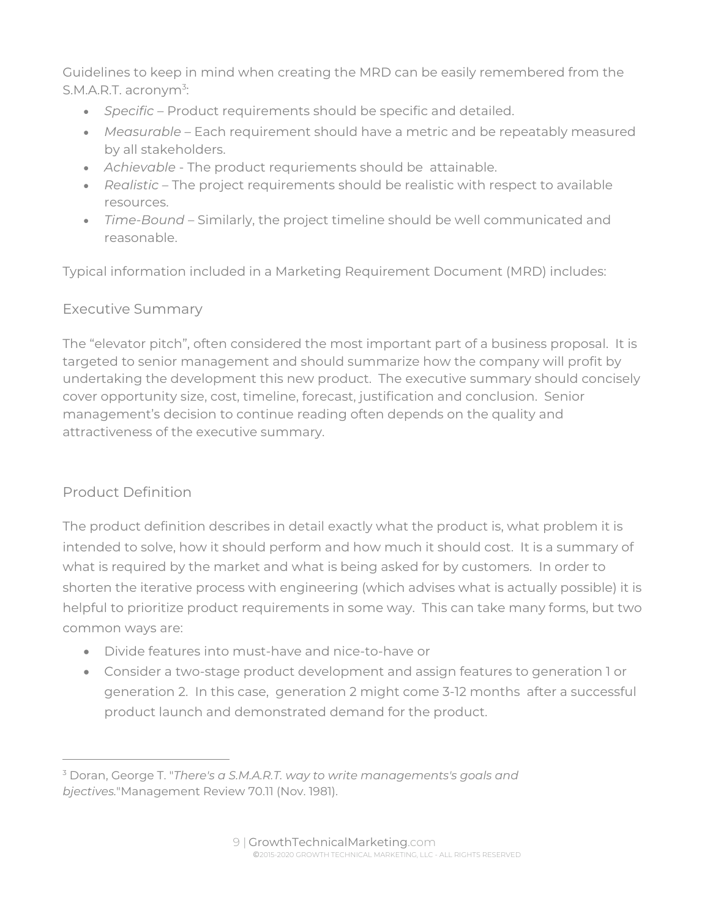Guidelines to keep in mind when creating the MRD can be easily remembered from the S.M.A.R.T. acronym[3]:

- *Specific* – Product requirements should be specific and detailed.
- *Measurable* – Each requirement should have a metric and be repeatably measured by all stakeholders.
- *Achievable* - The product requriements should be attainable.
- *Realistic* – The project requirements should be realistic with respect to available resources.
- *Time-Bound* – Similarly, the project timeline should be well communicated and reasonable.

Typical information included in a Marketing Requirement Document (MRD) includes:

## Executive Summary

The "elevator pitch", often considered the most important part of a business proposal. It is targeted to senior management and should summarize how the company will profit by undertaking the development this new product. The executive summary should concisely cover opportunity size, cost, timeline, forecast, justification and conclusion. Senior management's decision to continue reading often depends on the quality and attractiveness of the executive summary.

## Product Definition

The product definition describes in detail exactly what the product is, what problem it is intended to solve, how it should perform and how much it should cost. It is a summary of what is required by the market and what is being asked for by customers. In order to shorten the iterative process with engineering (which advises what is actually possible) it is helpful to prioritize product requirements in some way. This can take many forms, but two common ways are:

- Divide features into must-have and nice-to-have or
- Consider a two-stage product development and assign features to generation 1 or generation 2. In this case, generation 2 might come 3-12 months after a successful product launch and demonstrated demand for the product.

---

[3] Doran, George T. "*There's a S.M.A.R.T. way to write managements's goals and bjectives.*"Management Review 70.11 (Nov. 1981).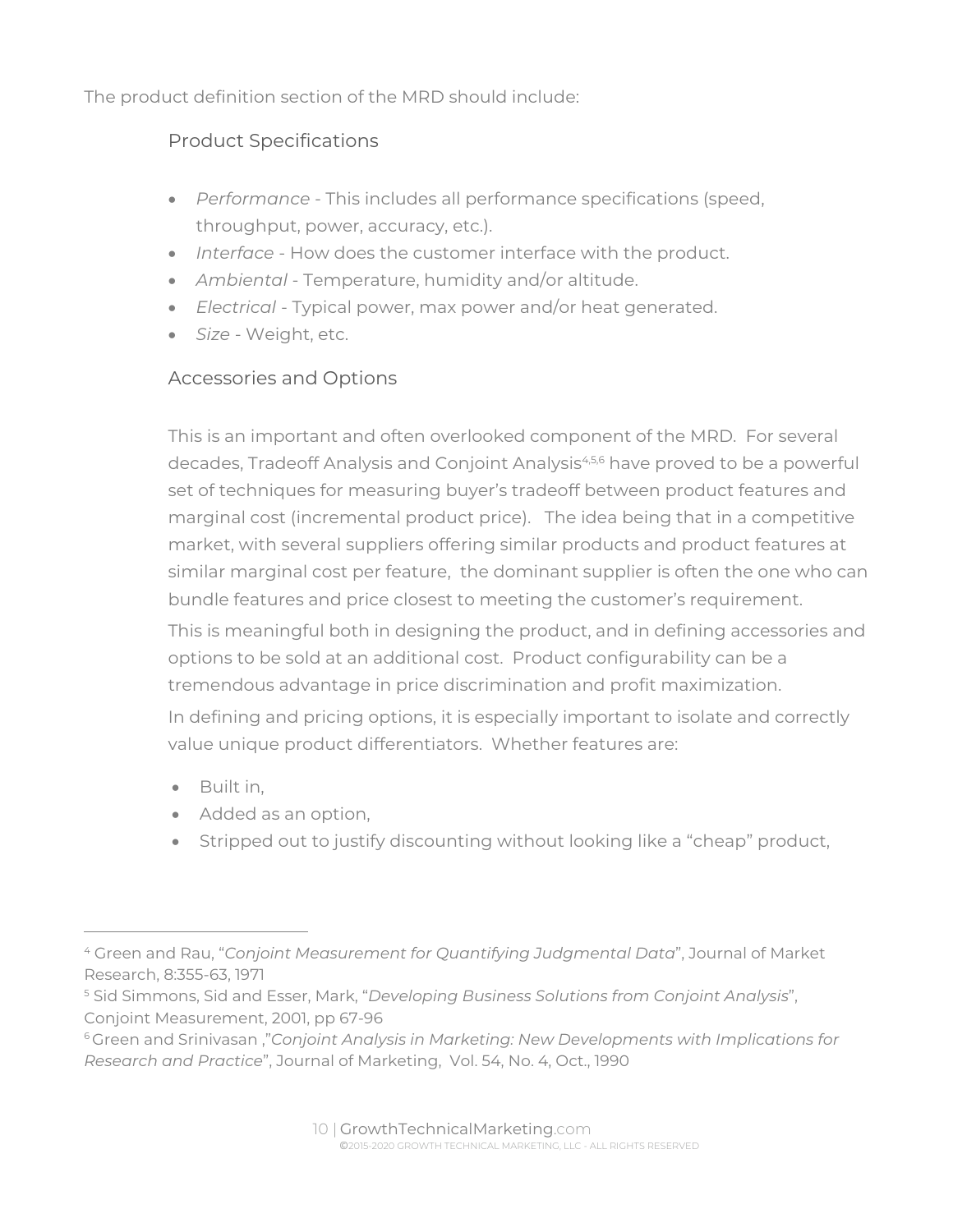The product definition section of the MRD should include:

### Product Specifications

- *Performance* - This includes all performance specifications (speed, throughput, power, accuracy, etc.).
- *Interface* - How does the customer interface with the product.
- *Ambiental* - Temperature, humidity and/or altitude.
- *Electrical* - Typical power, max power and/or heat generated.
- *Size* - Weight, etc.

### Accessories and Options

This is an important and often overlooked component of the MRD. For several decades, Tradeoff Analysis and Conjoint Analysis[4,5,6] have proved to be a powerful set of techniques for measuring buyer's tradeoff between product features and marginal cost (incremental product price). The idea being that in a competitive market, with several suppliers offering similar products and product features at similar marginal cost per feature, the dominant supplier is often the one who can bundle features and price closest to meeting the customer's requirement.

This is meaningful both in designing the product, and in defining accessories and options to be sold at an additional cost. Product configurability can be a tremendous advantage in price discrimination and profit maximization.

In defining and pricing options, it is especially important to isolate and correctly value unique product differentiators. Whether features are:

- Built in,
- Added as an option,
- Stripped out to justify discounting without looking like a "cheap" product,

---

[4] Green and Rau, "*Conjoint Measurement for Quantifying Judgmental Data*", Journal of Market Research, 8:355-63, 1971

[5] Sid Simmons, Sid and Esser, Mark, "*Developing Business Solutions from Conjoint Analysis*", Conjoint Measurement, 2001, pp 67-96

[6] Green and Srinivasan ,"*Conjoint Analysis in Marketing: New Developments with Implications for Research and Practice*", Journal of Marketing, Vol. 54, No. 4, Oct., 1990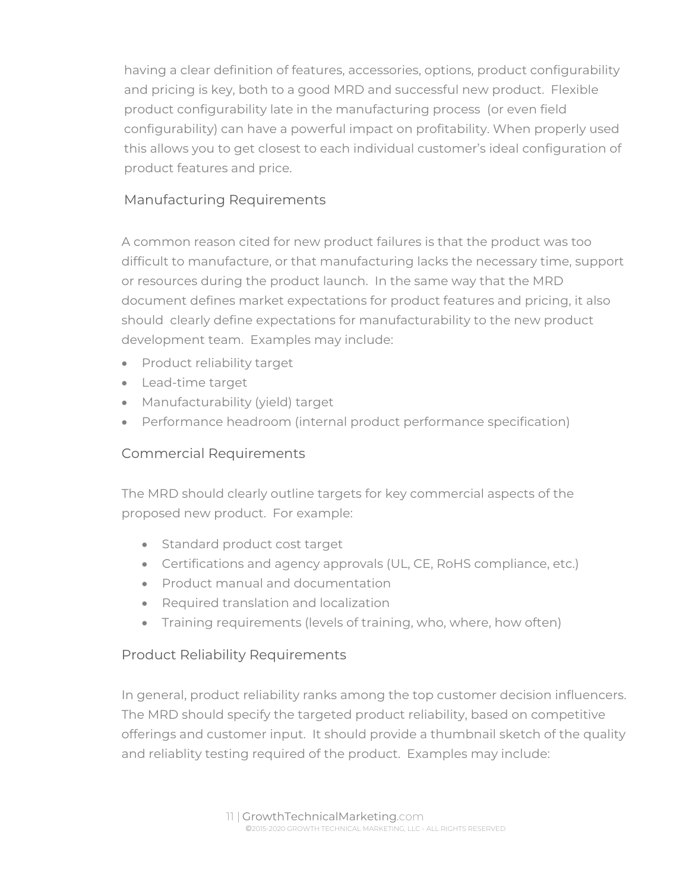having a clear definition of features, accessories, options, product configurability and pricing is key, both to a good MRD and successful new product. Flexible product configurability late in the manufacturing process (or even field configurability) can have a powerful impact on profitability. When properly used this allows you to get closest to each individual customer's ideal configuration of product features and price.

## Manufacturing Requirements

A common reason cited for new product failures is that the product was too difficult to manufacture, or that manufacturing lacks the necessary time, support or resources during the product launch. In the same way that the MRD document defines market expectations for product features and pricing, it also should clearly define expectations for manufacturability to the new product development team. Examples may include:

- Product reliability target
- Lead-time target
- Manufacturability (yield) target
- Performance headroom (internal product performance specification)

## Commercial Requirements

The MRD should clearly outline targets for key commercial aspects of the proposed new product. For example:

- Standard product cost target
- Certifications and agency approvals (UL, CE, RoHS compliance, etc.)
- Product manual and documentation
- Required translation and localization
- Training requirements (levels of training, who, where, how often)

## Product Reliability Requirements

In general, product reliability ranks among the top customer decision influencers. The MRD should specify the targeted product reliability, based on competitive offerings and customer input. It should provide a thumbnail sketch of the quality and reliablity testing required of the product. Examples may include: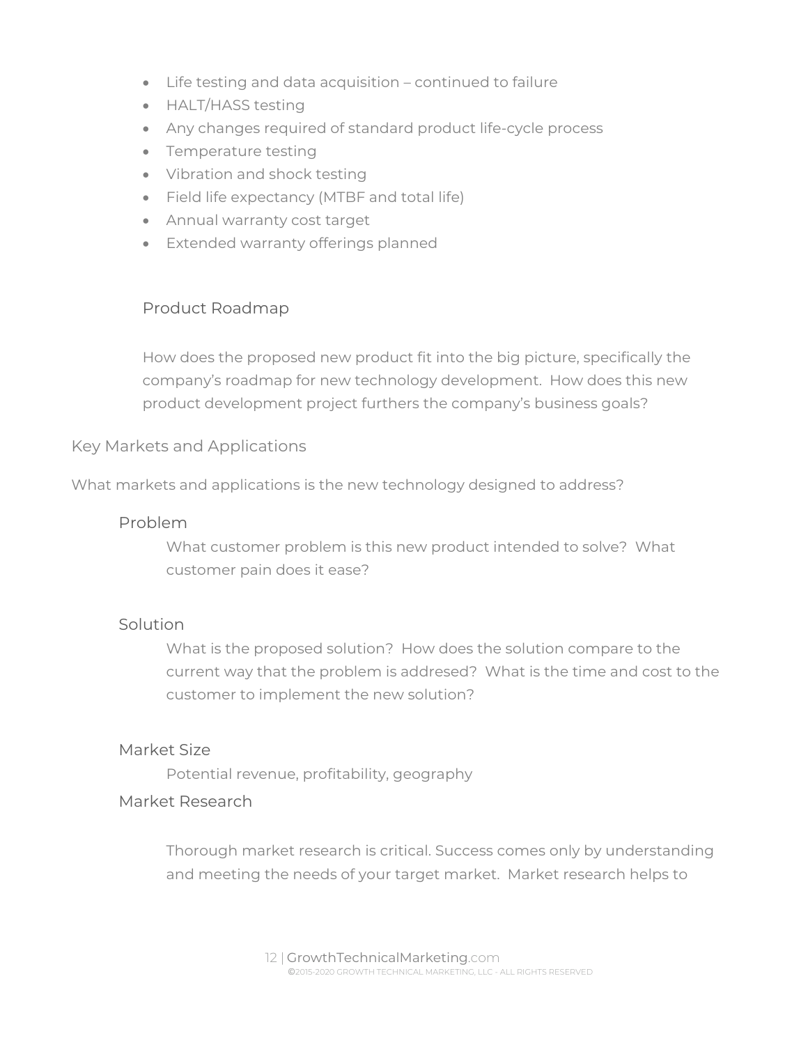- Life testing and data acquisition – continued to failure
- HALT/HASS testing
- Any changes required of standard product life-cycle process
- Temperature testing
- Vibration and shock testing
- Field life expectancy (MTBF and total life)
- Annual warranty cost target
- Extended warranty offerings planned

### Product Roadmap

How does the proposed new product fit into the big picture, specifically the company's roadmap for new technology development. How does this new product development project furthers the company's business goals?

## Key Markets and Applications

What markets and applications is the new technology designed to address?

### Problem

What customer problem is this new product intended to solve? What customer pain does it ease?

### Solution

What is the proposed solution? How does the solution compare to the current way that the problem is addresed? What is the time and cost to the customer to implement the new solution?

### Market Size

Potential revenue, profitability, geography

### Market Research

Thorough market research is critical. Success comes only by understanding and meeting the needs of your target market. Market research helps to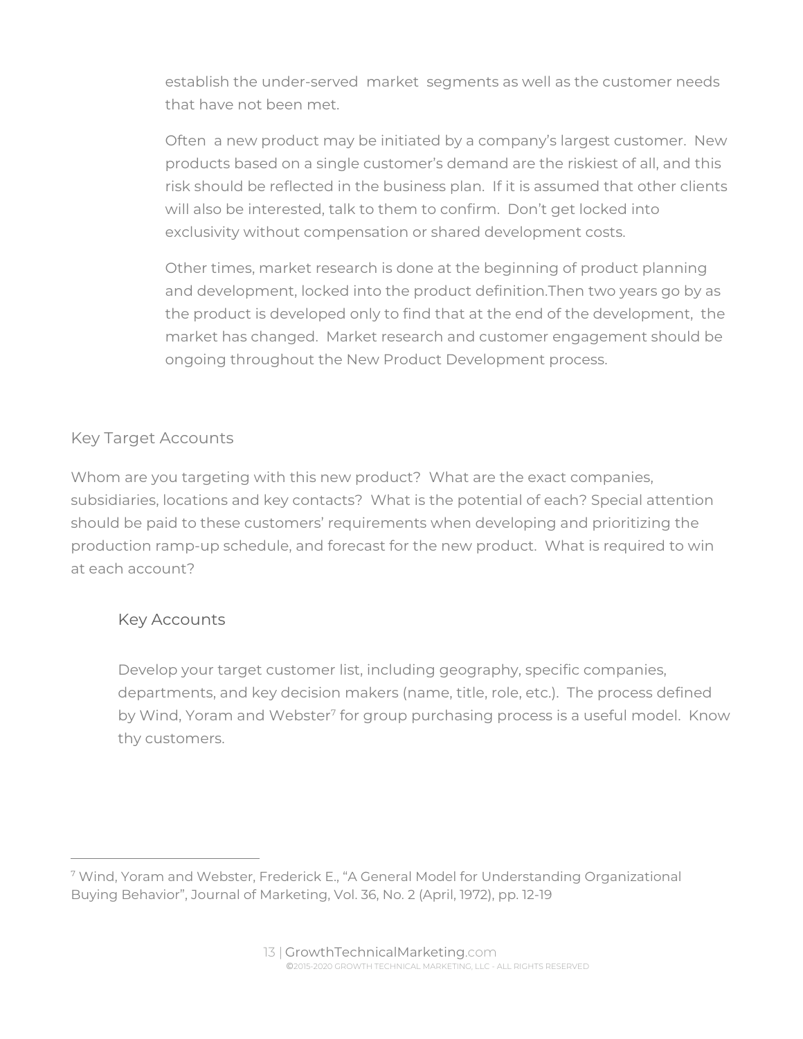establish the under-served market segments as well as the customer needs that have not been met.

Often a new product may be initiated by a company's largest customer. New products based on a single customer's demand are the riskiest of all, and this risk should be reflected in the business plan. If it is assumed that other clients will also be interested, talk to them to confirm. Don't get locked into exclusivity without compensation or shared development costs.

Other times, market research is done at the beginning of product planning and development, locked into the product definition.Then two years go by as the product is developed only to find that at the end of the development, the market has changed. Market research and customer engagement should be ongoing throughout the New Product Development process.

## Key Target Accounts

Whom are you targeting with this new product? What are the exact companies, subsidiaries, locations and key contacts? What is the potential of each? Special attention should be paid to these customers' requirements when developing and prioritizing the production ramp-up schedule, and forecast for the new product. What is required to win at each account?

### Key Accounts

Develop your target customer list, including geography, specific companies, departments, and key decision makers (name, title, role, etc.). The process defined by Wind, Yoram and Webster[7] for group purchasing process is a useful model. Know thy customers.

---

[7] Wind, Yoram and Webster, Frederick E., "A General Model for Understanding Organizational Buying Behavior", Journal of Marketing, Vol. 36, No. 2 (April, 1972), pp. 12-19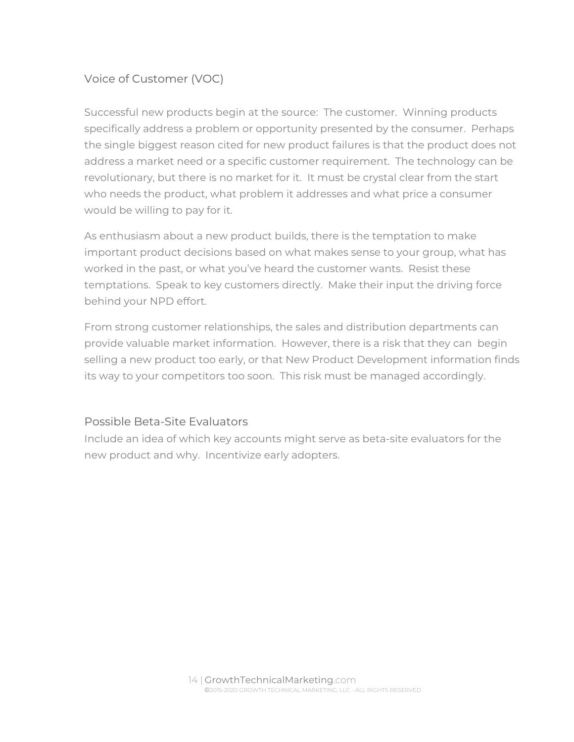## Voice of Customer (VOC)

Successful new products begin at the source: The customer. Winning products specifically address a problem or opportunity presented by the consumer. Perhaps the single biggest reason cited for new product failures is that the product does not address a market need or a specific customer requirement. The technology can be revolutionary, but there is no market for it. It must be crystal clear from the start who needs the product, what problem it addresses and what price a consumer would be willing to pay for it.

As enthusiasm about a new product builds, there is the temptation to make important product decisions based on what makes sense to your group, what has worked in the past, or what you've heard the customer wants. Resist these temptations. Speak to key customers directly. Make their input the driving force behind your NPD effort.

From strong customer relationships, the sales and distribution departments can provide valuable market information. However, there is a risk that they can begin selling a new product too early, or that New Product Development information finds its way to your competitors too soon. This risk must be managed accordingly.

## Possible Beta-Site Evaluators

Include an idea of which key accounts might serve as beta-site evaluators for the new product and why. Incentivize early adopters.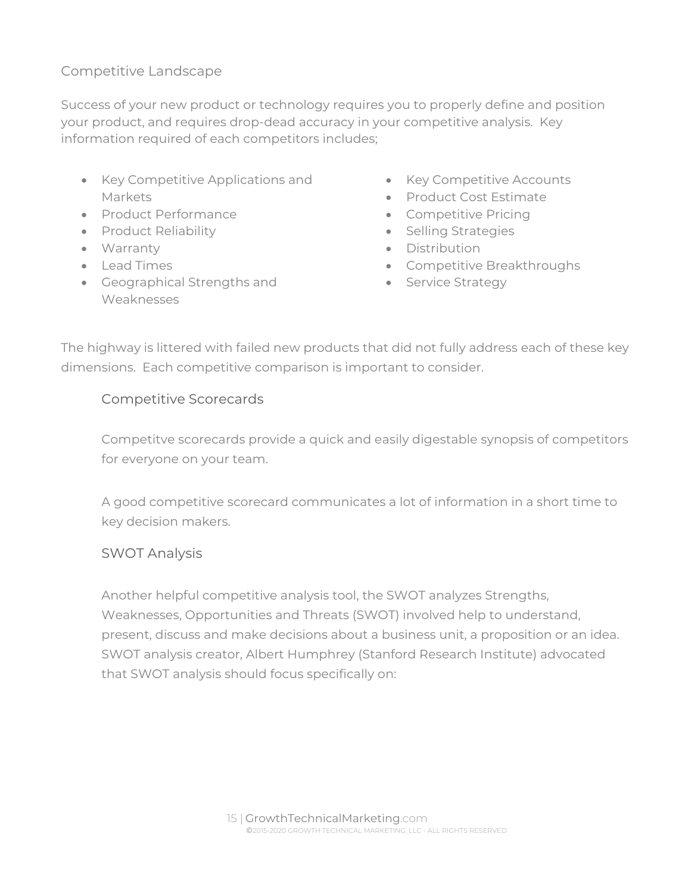## Competitive Landscape

Success of your new product or technology requires you to properly define and position your product, and requires drop-dead accuracy in your competitive analysis. Key information required of each competitors includes;

- Key Competitive Applications and Markets
- Product Performance
- Product Reliability
- Warranty
- Lead Times
- Geographical Strengths and Weaknesses
- Key Competitive Accounts
- Product Cost Estimate
- Competitive Pricing
- Selling Strategies
- Distribution
- Competitive Breakthroughs
- Service Strategy

The highway is littered with failed new products that did not fully address each of these key dimensions. Each competitive comparison is important to consider.

### Competitive Scorecards

Competitve scorecards provide a quick and easily digestable synopsis of competitors for everyone on your team.

A good competitive scorecard communicates a lot of information in a short time to key decision makers.

### SWOT Analysis

Another helpful competitive analysis tool, the SWOT analyzes Strengths, Weaknesses, Opportunities and Threats (SWOT) involved help to understand, present, discuss and make decisions about a business unit, a proposition or an idea. SWOT analysis creator, Albert Humphrey (Stanford Research Institute) advocated that SWOT analysis should focus specifically on: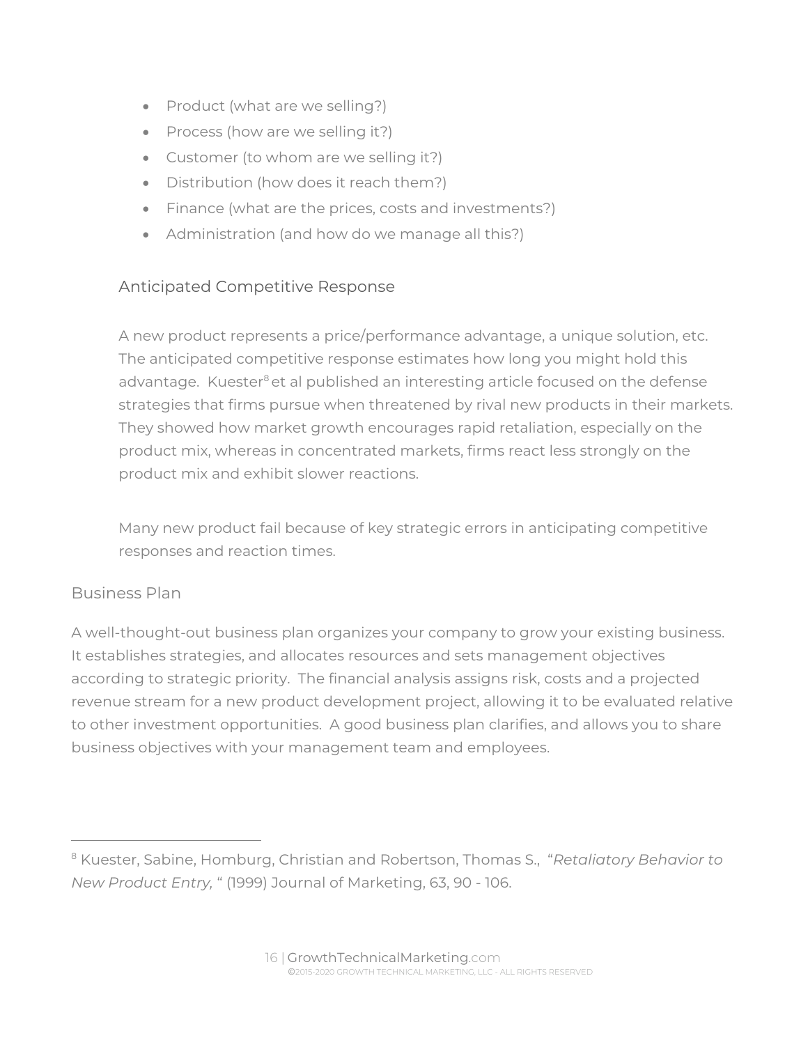- Product (what are we selling?)
- Process (how are we selling it?)
- Customer (to whom are we selling it?)
- Distribution (how does it reach them?)
- Finance (what are the prices, costs and investments?)
- Administration (and how do we manage all this?)

### Anticipated Competitive Response

A new product represents a price/performance advantage, a unique solution, etc. The anticipated competitive response estimates how long you might hold this advantage. Kuester[8] et al published an interesting article focused on the defense strategies that firms pursue when threatened by rival new products in their markets. They showed how market growth encourages rapid retaliation, especially on the product mix, whereas in concentrated markets, firms react less strongly on the product mix and exhibit slower reactions.

Many new product fail because of key strategic errors in anticipating competitive responses and reaction times.

## Business Plan

A well-thought-out business plan organizes your company to grow your existing business. It establishes strategies, and allocates resources and sets management objectives according to strategic priority. The financial analysis assigns risk, costs and a projected revenue stream for a new product development project, allowing it to be evaluated relative to other investment opportunities. A good business plan clarifies, and allows you to share business objectives with your management team and employees.

---

[8] Kuester, Sabine, Homburg, Christian and Robertson, Thomas S., "*Retaliatory Behavior to New Product Entry,* " (1999) Journal of Marketing, 63, 90 - 106.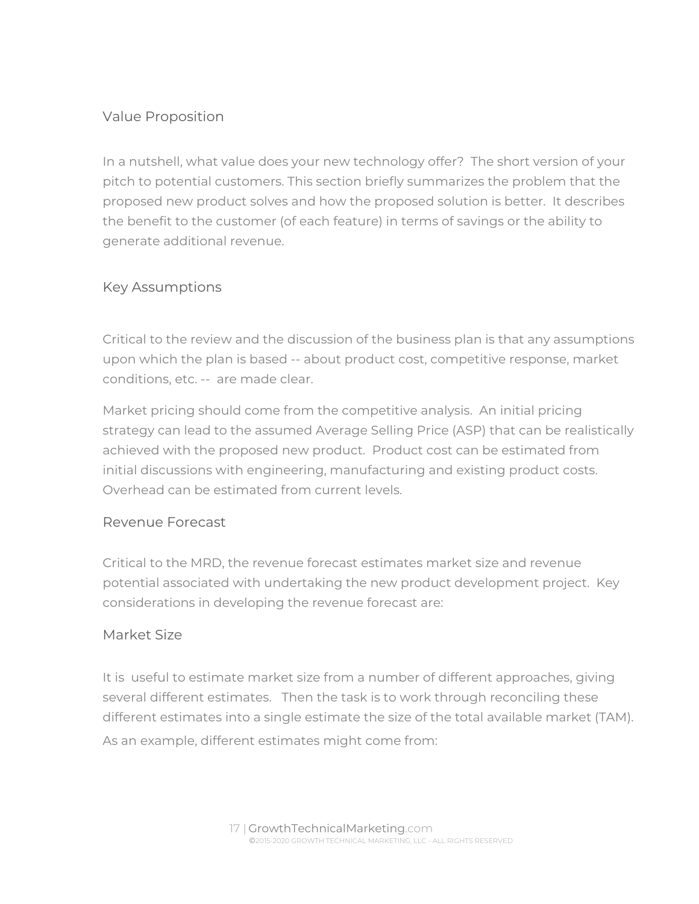## Value Proposition

In a nutshell, what value does your new technology offer? The short version of your pitch to potential customers. This section briefly summarizes the problem that the proposed new product solves and how the proposed solution is better. It describes the benefit to the customer (of each feature) in terms of savings or the ability to generate additional revenue.

## Key Assumptions

Critical to the review and the discussion of the business plan is that any assumptions upon which the plan is based -- about product cost, competitive response, market conditions, etc. -- are made clear.

Market pricing should come from the competitive analysis. An initial pricing strategy can lead to the assumed Average Selling Price (ASP) that can be realistically achieved with the proposed new product. Product cost can be estimated from initial discussions with engineering, manufacturing and existing product costs. Overhead can be estimated from current levels.

## Revenue Forecast

Critical to the MRD, the revenue forecast estimates market size and revenue potential associated with undertaking the new product development project. Key considerations in developing the revenue forecast are:

### Market Size

It is useful to estimate market size from a number of different approaches, giving several different estimates. Then the task is to work through reconciling these different estimates into a single estimate the size of the total available market (TAM). As an example, different estimates might come from: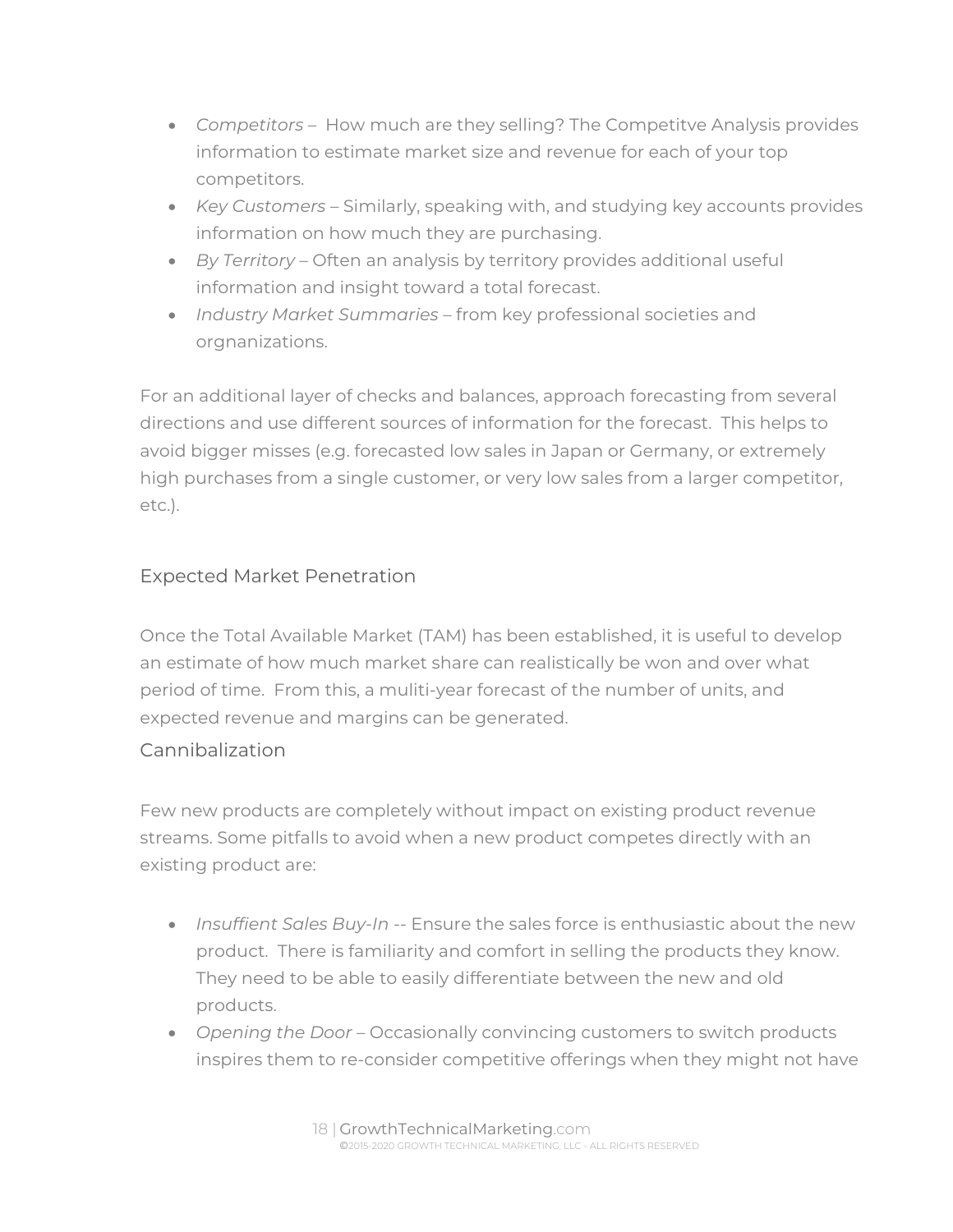- *Competitors* – How much are they selling? The Competitve Analysis provides information to estimate market size and revenue for each of your top competitors.
- *Key Customers* – Similarly, speaking with, and studying key accounts provides information on how much they are purchasing.
- *By Territory* – Often an analysis by territory provides additional useful information and insight toward a total forecast.
- *Industry Market Summaries* – from key professional societies and orgnanizations.

For an additional layer of checks and balances, approach forecasting from several directions and use different sources of information for the forecast. This helps to avoid bigger misses (e.g. forecasted low sales in Japan or Germany, or extremely high purchases from a single customer, or very low sales from a larger competitor, etc.).

## Expected Market Penetration

Once the Total Available Market (TAM) has been established, it is useful to develop an estimate of how much market share can realistically be won and over what period of time. From this, a muliti-year forecast of the number of units, and expected revenue and margins can be generated.

## Cannibalization

Few new products are completely without impact on existing product revenue streams. Some pitfalls to avoid when a new product competes directly with an existing product are:

- *Insuffient Sales Buy-In* -- Ensure the sales force is enthusiastic about the new product. There is familiarity and comfort in selling the products they know. They need to be able to easily differentiate between the new and old products.
- *Opening the Door* – Occasionally convincing customers to switch products inspires them to re-consider competitive offerings when they might not have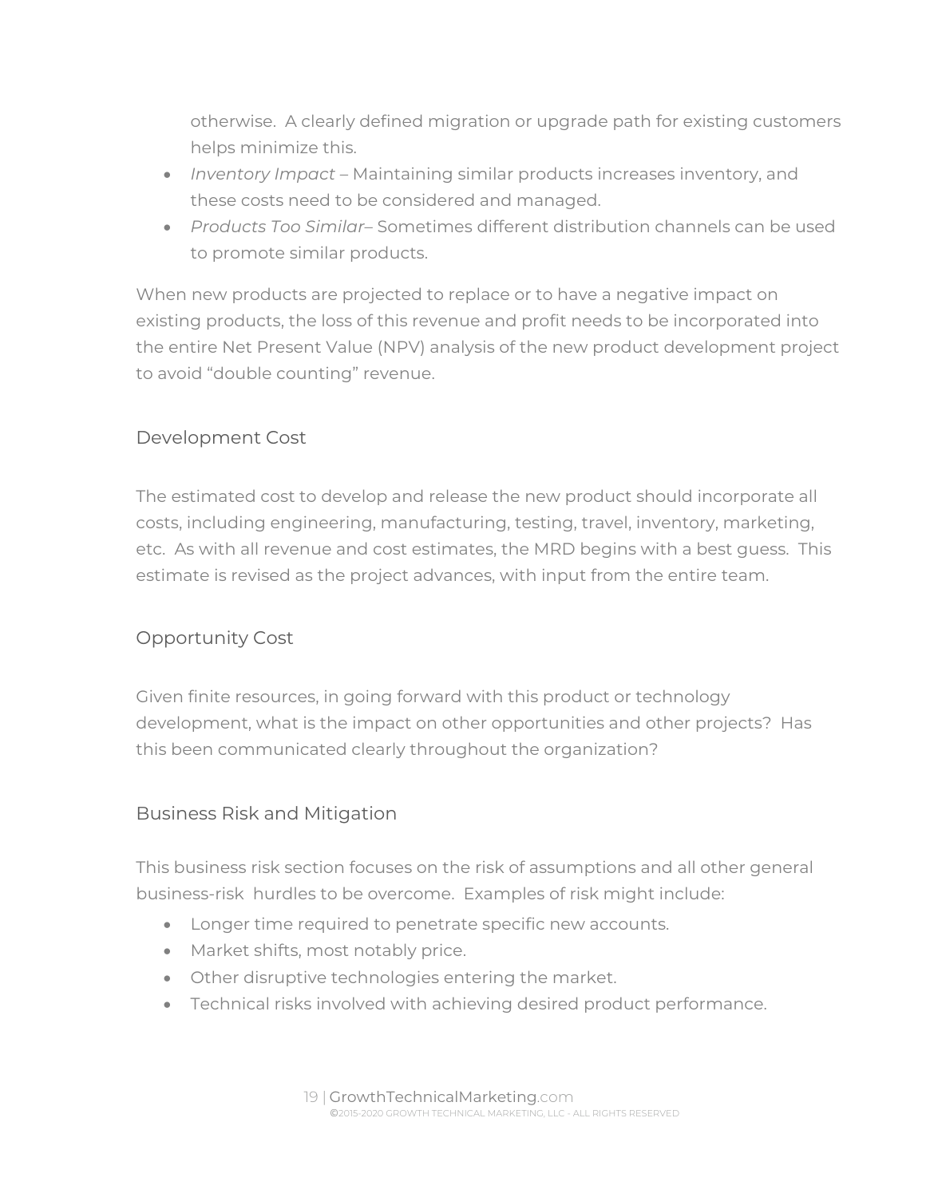otherwise. A clearly defined migration or upgrade path for existing customers helps minimize this.

- *Inventory Impact* – Maintaining similar products increases inventory, and these costs need to be considered and managed.
- *Products Too Similar*– Sometimes different distribution channels can be used to promote similar products.

When new products are projected to replace or to have a negative impact on existing products, the loss of this revenue and profit needs to be incorporated into the entire Net Present Value (NPV) analysis of the new product development project to avoid "double counting" revenue.

## Development Cost

The estimated cost to develop and release the new product should incorporate all costs, including engineering, manufacturing, testing, travel, inventory, marketing, etc. As with all revenue and cost estimates, the MRD begins with a best guess. This estimate is revised as the project advances, with input from the entire team.

## Opportunity Cost

Given finite resources, in going forward with this product or technology development, what is the impact on other opportunities and other projects? Has this been communicated clearly throughout the organization?

## Business Risk and Mitigation

This business risk section focuses on the risk of assumptions and all other general business-risk hurdles to be overcome. Examples of risk might include:

- Longer time required to penetrate specific new accounts.
- Market shifts, most notably price.
- Other disruptive technologies entering the market.
- Technical risks involved with achieving desired product performance.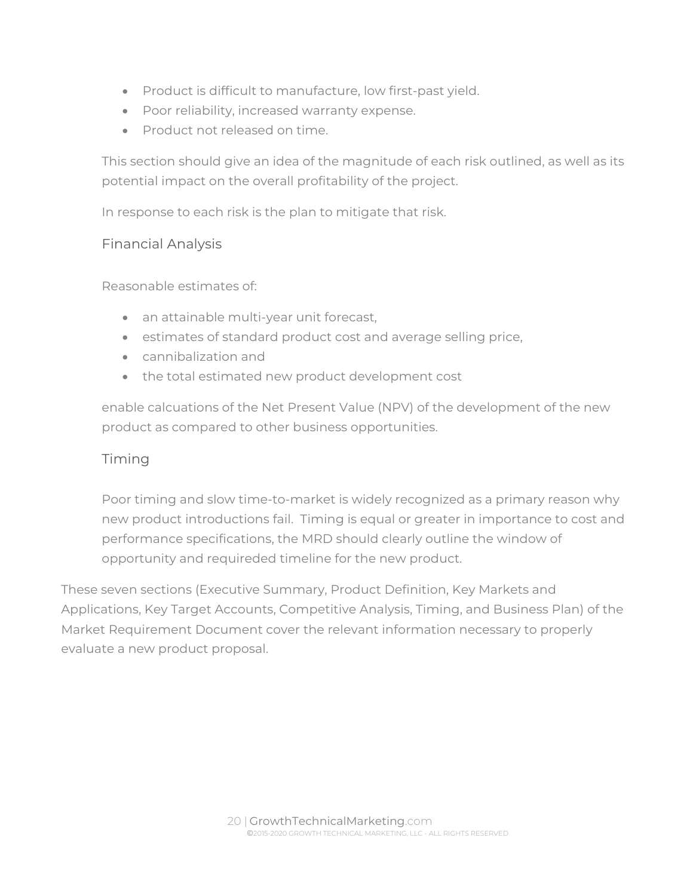- Product is difficult to manufacture, low first-past yield.
- Poor reliability, increased warranty expense.
- Product not released on time.

This section should give an idea of the magnitude of each risk outlined, as well as its potential impact on the overall profitability of the project.

In response to each risk is the plan to mitigate that risk.

### Financial Analysis

Reasonable estimates of:

- an attainable multi-year unit forecast,
- estimates of standard product cost and average selling price,
- cannibalization and
- the total estimated new product development cost

enable calcuations of the Net Present Value (NPV) of the development of the new product as compared to other business opportunities.

### Timing

Poor timing and slow time-to-market is widely recognized as a primary reason why new product introductions fail. Timing is equal or greater in importance to cost and performance specifications, the MRD should clearly outline the window of opportunity and requireded timeline for the new product.

These seven sections (Executive Summary, Product Definition, Key Markets and Applications, Key Target Accounts, Competitive Analysis, Timing, and Business Plan) of the Market Requirement Document cover the relevant information necessary to properly evaluate a new product proposal.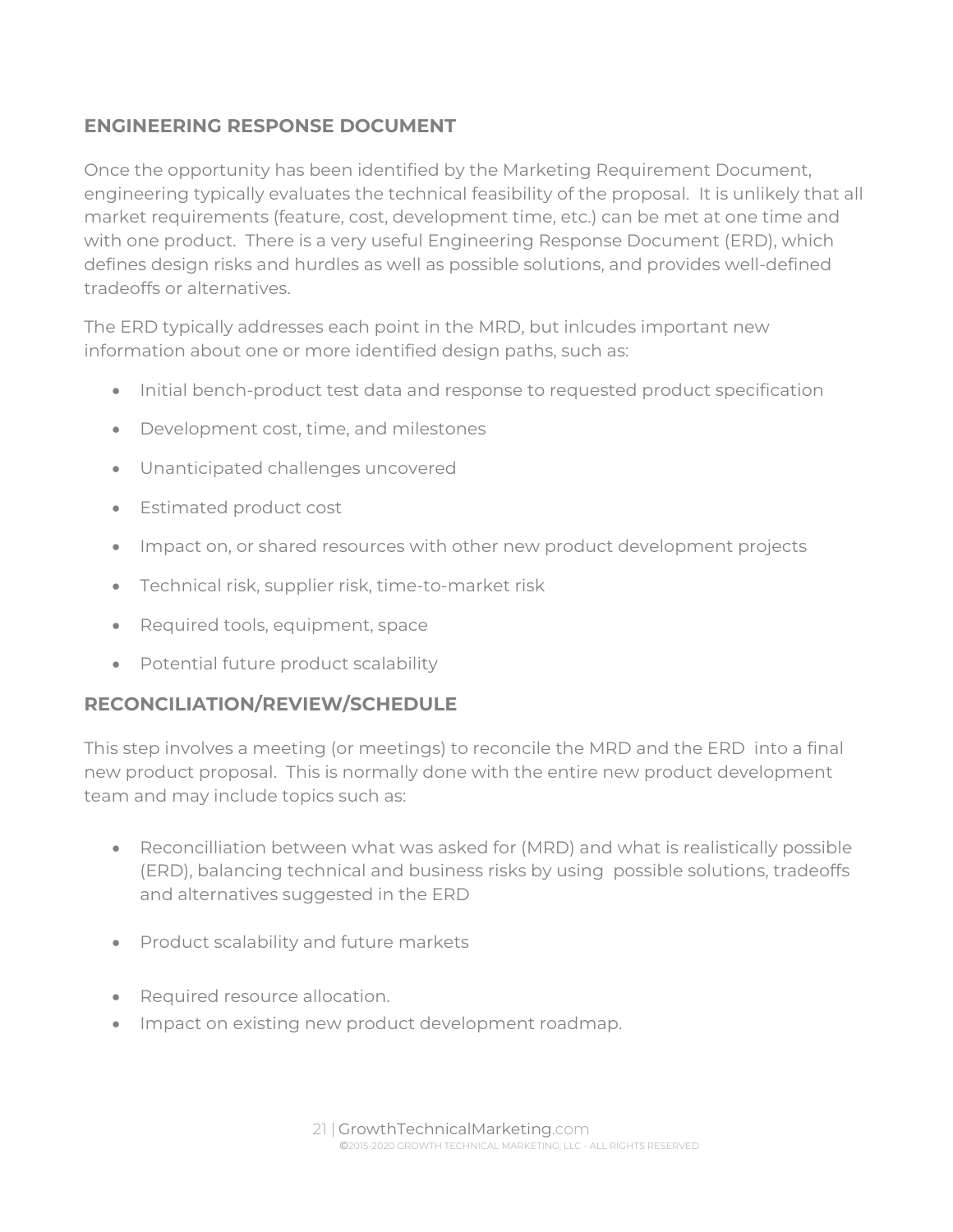## ENGINEERING RESPONSE DOCUMENT

Once the opportunity has been identified by the Marketing Requirement Document, engineering typically evaluates the technical feasibility of the proposal.  It is unlikely that all market requirements (feature, cost, development time, etc.) can be met at one time and with one product.  There is a very useful Engineering Response Document (ERD), which defines design risks and hurdles as well as possible solutions, and provides well-defined tradeoffs or alternatives.

The ERD typically addresses each point in the MRD, but inlcudes important new information about one or more identified design paths, such as:

- Initial bench-product test data and response to requested product specification
- Development cost, time, and milestones
- Unanticipated challenges uncovered
- Estimated product cost
- Impact on, or shared resources with other new product development projects
- Technical risk, supplier risk, time-to-market risk
- Required tools, equipment, space
- Potential future product scalability

## RECONCILIATION/REVIEW/SCHEDULE

This step involves a meeting (or meetings) to reconcile the MRD and the ERD  into a final new product proposal.  This is normally done with the entire new product development team and may include topics such as:

- Reconcilliation between what was asked for (MRD) and what is realistically possible (ERD), balancing technical and business risks by using  possible solutions, tradeoffs and alternatives suggested in the ERD
- Product scalability and future markets
- Required resource allocation.
- Impact on existing new product development roadmap.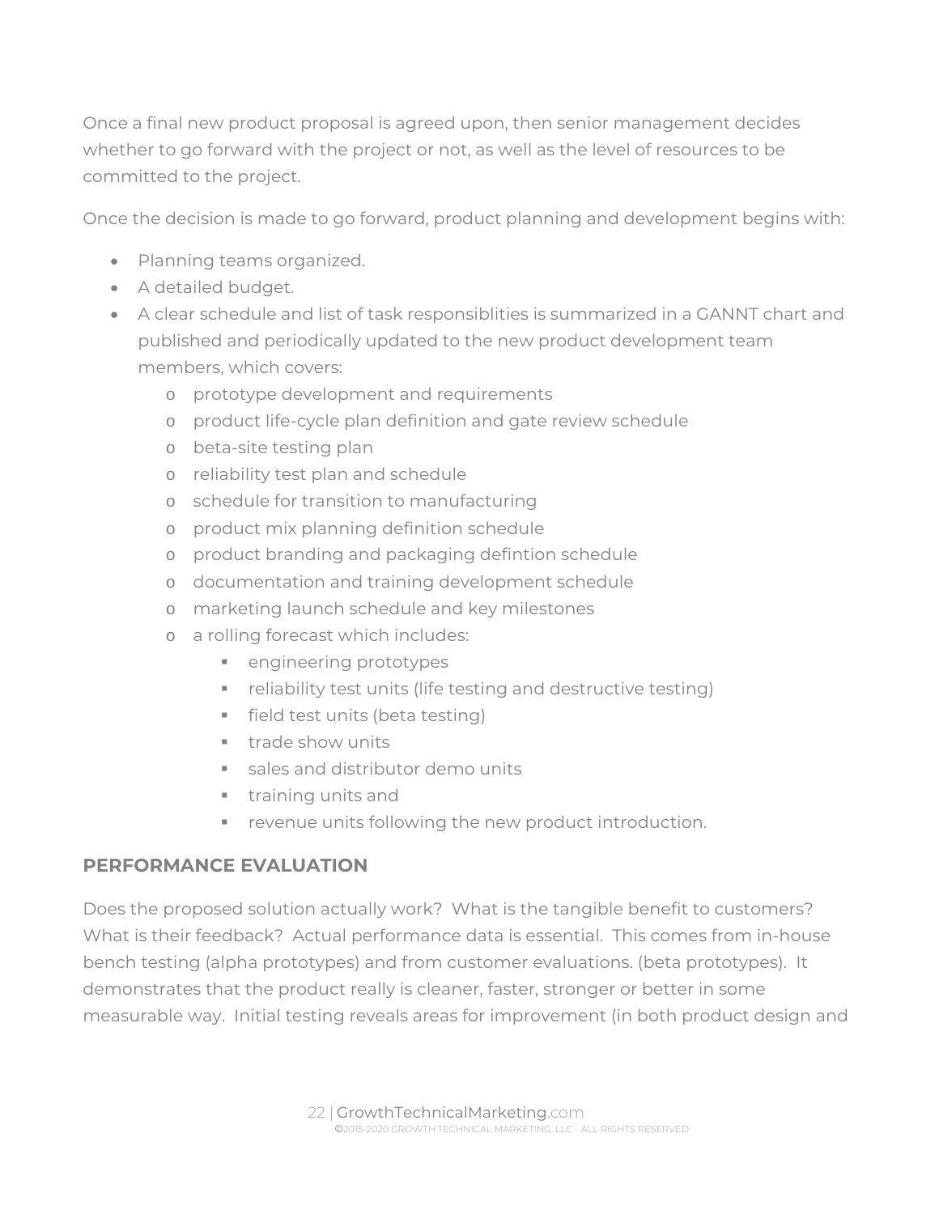Once a final new product proposal is agreed upon, then senior management decides whether to go forward with the project or not, as well as the level of resources to be committed to the project.

Once the decision is made to go forward, product planning and development begins with:

- Planning teams organized.
- A detailed budget.
- A clear schedule and list of task responsiblities is summarized in a GANNT chart and published and periodically updated to the new product development team members, which covers:
  - prototype development and requirements
  - product life-cycle plan definition and gate review schedule
  - beta-site testing plan
  - reliability test plan and schedule
  - schedule for transition to manufacturing
  - product mix planning definition schedule
  - product branding and packaging defintion schedule
  - documentation and training development schedule
  - marketing launch schedule and key milestones
  - a rolling forecast which includes:
    - engineering prototypes
    - reliability test units (life testing and destructive testing)
    - field test units (beta testing)
    - trade show units
    - sales and distributor demo units
    - training units and
    - revenue units following the new product introduction.

## PERFORMANCE EVALUATION

Does the proposed solution actually work? What is the tangible benefit to customers? What is their feedback? Actual performance data is essential. This comes from in-house bench testing (alpha prototypes) and from customer evaluations. (beta prototypes). It demonstrates that the product really is cleaner, faster, stronger or better in some measurable way. Initial testing reveals areas for improvement (in both product design and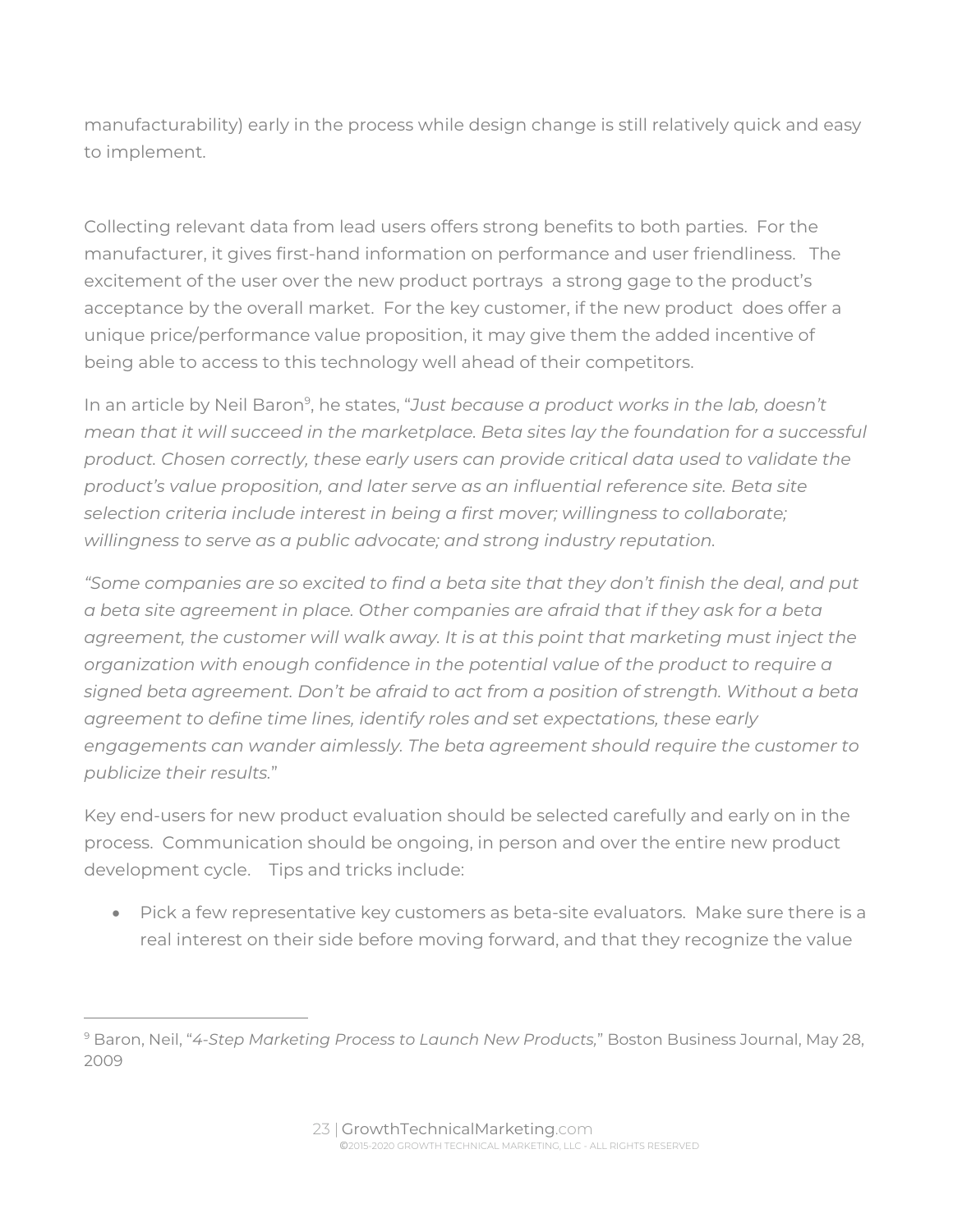manufacturability) early in the process while design change is still relatively quick and easy to implement.

Collecting relevant data from lead users offers strong benefits to both parties. For the manufacturer, it gives first-hand information on performance and user friendliness. The excitement of the user over the new product portrays a strong gage to the product's acceptance by the overall market. For the key customer, if the new product does offer a unique price/performance value proposition, it may give them the added incentive of being able to access to this technology well ahead of their competitors.

In an article by Neil Baron[9], he states, "*Just because a product works in the lab, doesn't mean that it will succeed in the marketplace. Beta sites lay the foundation for a successful product. Chosen correctly, these early users can provide critical data used to validate the product's value proposition, and later serve as an influential reference site. Beta site selection criteria include interest in being a first mover; willingness to collaborate; willingness to serve as a public advocate; and strong industry reputation.*

*"Some companies are so excited to find a beta site that they don't finish the deal, and put a beta site agreement in place. Other companies are afraid that if they ask for a beta agreement, the customer will walk away. It is at this point that marketing must inject the organization with enough confidence in the potential value of the product to require a signed beta agreement. Don't be afraid to act from a position of strength. Without a beta agreement to define time lines, identify roles and set expectations, these early engagements can wander aimlessly. The beta agreement should require the customer to publicize their results.*"

Key end-users for new product evaluation should be selected carefully and early on in the process. Communication should be ongoing, in person and over the entire new product development cycle. Tips and tricks include:

- Pick a few representative key customers as beta-site evaluators. Make sure there is a real interest on their side before moving forward, and that they recognize the value

---

[9] Baron, Neil, "*4-Step Marketing Process to Launch New Products,*" Boston Business Journal, May 28, 2009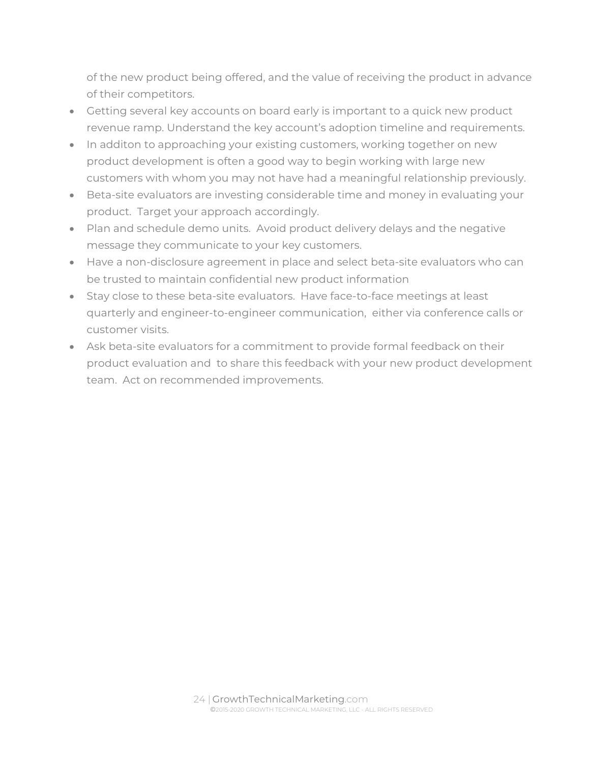of the new product being offered, and the value of receiving the product in advance of their competitors.

- Getting several key accounts on board early is important to a quick new product revenue ramp. Understand the key account's adoption timeline and requirements.
- In additon to approaching your existing customers, working together on new product development is often a good way to begin working with large new customers with whom you may not have had a meaningful relationship previously.
- Beta-site evaluators are investing considerable time and money in evaluating your product. Target your approach accordingly.
- Plan and schedule demo units. Avoid product delivery delays and the negative message they communicate to your key customers.
- Have a non-disclosure agreement in place and select beta-site evaluators who can be trusted to maintain confidential new product information
- Stay close to these beta-site evaluators. Have face-to-face meetings at least quarterly and engineer-to-engineer communication, either via conference calls or customer visits.
- Ask beta-site evaluators for a commitment to provide formal feedback on their product evaluation and to share this feedback with your new product development team. Act on recommended improvements.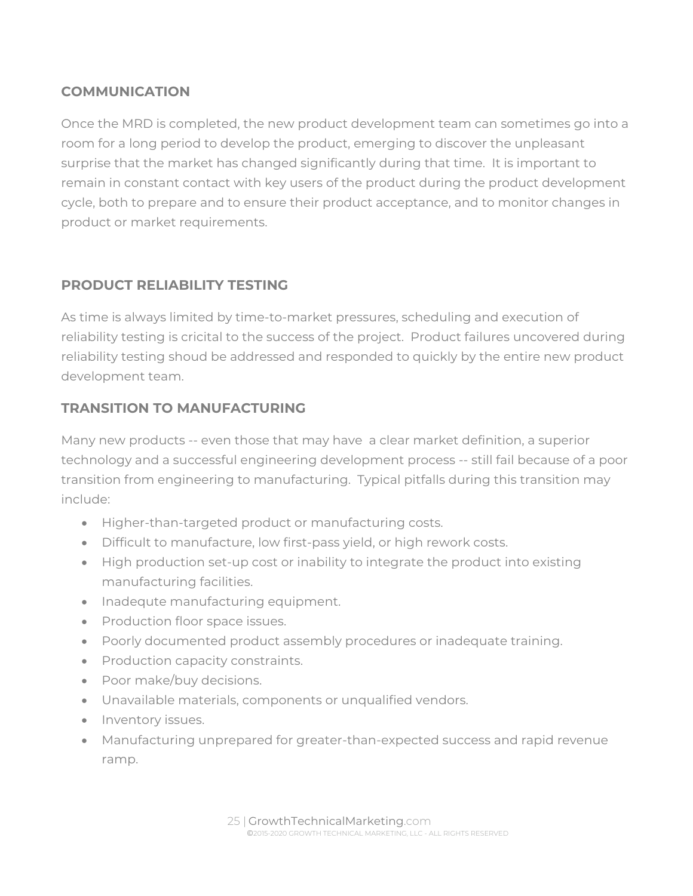## COMMUNICATION

Once the MRD is completed, the new product development team can sometimes go into a room for a long period to develop the product, emerging to discover the unpleasant surprise that the market has changed significantly during that time. It is important to remain in constant contact with key users of the product during the product development cycle, both to prepare and to ensure their product acceptance, and to monitor changes in product or market requirements.

## PRODUCT RELIABILITY TESTING

As time is always limited by time-to-market pressures, scheduling and execution of reliability testing is cricital to the success of the project. Product failures uncovered during reliability testing shoud be addressed and responded to quickly by the entire new product development team.

## TRANSITION TO MANUFACTURING

Many new products -- even those that may have a clear market definition, a superior technology and a successful engineering development process -- still fail because of a poor transition from engineering to manufacturing. Typical pitfalls during this transition may include:

- Higher-than-targeted product or manufacturing costs.
- Difficult to manufacture, low first-pass yield, or high rework costs.
- High production set-up cost or inability to integrate the product into existing manufacturing facilities.
- Inadequte manufacturing equipment.
- Production floor space issues.
- Poorly documented product assembly procedures or inadequate training.
- Production capacity constraints.
- Poor make/buy decisions.
- Unavailable materials, components or unqualified vendors.
- Inventory issues.
- Manufacturing unprepared for greater-than-expected success and rapid revenue ramp.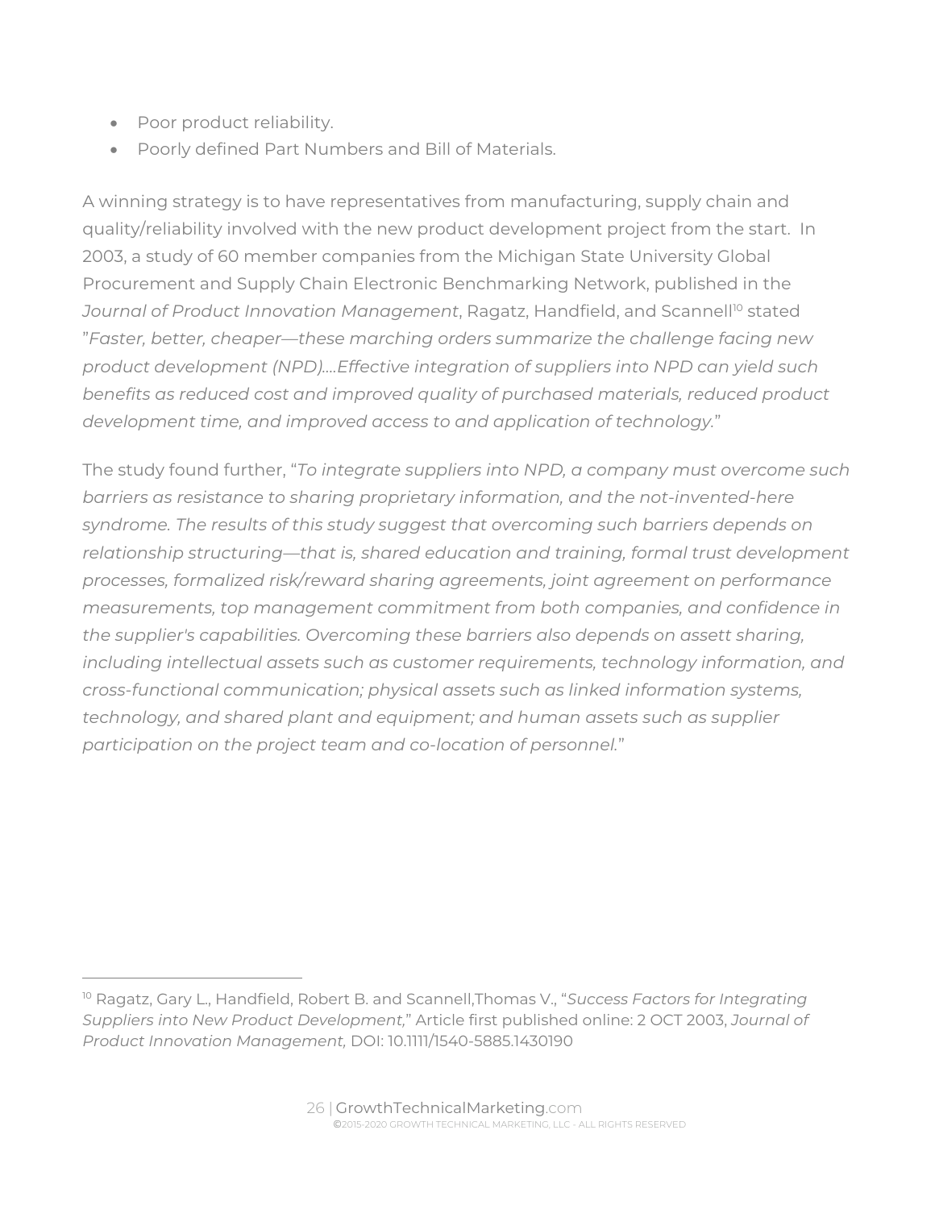- Poor product reliability.
- Poorly defined Part Numbers and Bill of Materials.

A winning strategy is to have representatives from manufacturing, supply chain and quality/reliability involved with the new product development project from the start. In 2003, a study of 60 member companies from the Michigan State University Global Procurement and Supply Chain Electronic Benchmarking Network, published in the *Journal of Product Innovation Management*, Ragatz, Handfield, and Scannell[10] stated "*Faster, better, cheaper—these marching orders summarize the challenge facing new product development (NPD)….Effective integration of suppliers into NPD can yield such benefits as reduced cost and improved quality of purchased materials, reduced product development time, and improved access to and application of technology.*"

The study found further, "*To integrate suppliers into NPD, a company must overcome such barriers as resistance to sharing proprietary information, and the not-invented-here syndrome. The results of this study suggest that overcoming such barriers depends on relationship structuring—that is, shared education and training, formal trust development processes, formalized risk/reward sharing agreements, joint agreement on performance measurements, top management commitment from both companies, and confidence in the supplier's capabilities. Overcoming these barriers also depends on assett sharing, including intellectual assets such as customer requirements, technology information, and cross-functional communication; physical assets such as linked information systems, technology, and shared plant and equipment; and human assets such as supplier participation on the project team and co-location of personnel.*"

---

[10] Ragatz, Gary L., Handfield, Robert B. and Scannell,Thomas V., "*Success Factors for Integrating Suppliers into New Product Development,*" Article first published online: 2 OCT 2003, *Journal of Product Innovation Management,* DOI: 10.1111/1540-5885.1430190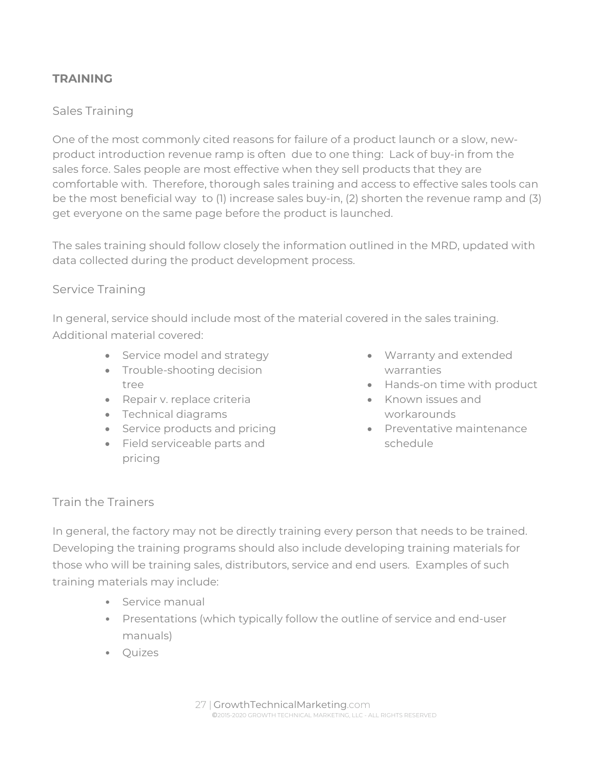## TRAINING

### Sales Training

One of the most commonly cited reasons for failure of a product launch or a slow, new-product introduction revenue ramp is often due to one thing: Lack of buy-in from the sales force. Sales people are most effective when they sell products that they are comfortable with. Therefore, thorough sales training and access to effective sales tools can be the most beneficial way to (1) increase sales buy-in, (2) shorten the revenue ramp and (3) get everyone on the same page before the product is launched.

The sales training should follow closely the information outlined in the MRD, updated with data collected during the product development process.

### Service Training

In general, service should include most of the material covered in the sales training. Additional material covered:

- Service model and strategy
- Trouble-shooting decision tree
- Repair v. replace criteria
- Technical diagrams
- Service products and pricing
- Field serviceable parts and pricing
- Warranty and extended warranties
- Hands-on time with product
- Known issues and workarounds
- Preventative maintenance schedule

### Train the Trainers

In general, the factory may not be directly training every person that needs to be trained. Developing the training programs should also include developing training materials for those who will be training sales, distributors, service and end users. Examples of such training materials may include:

- Service manual
- Presentations (which typically follow the outline of service and end-user manuals)
- Quizes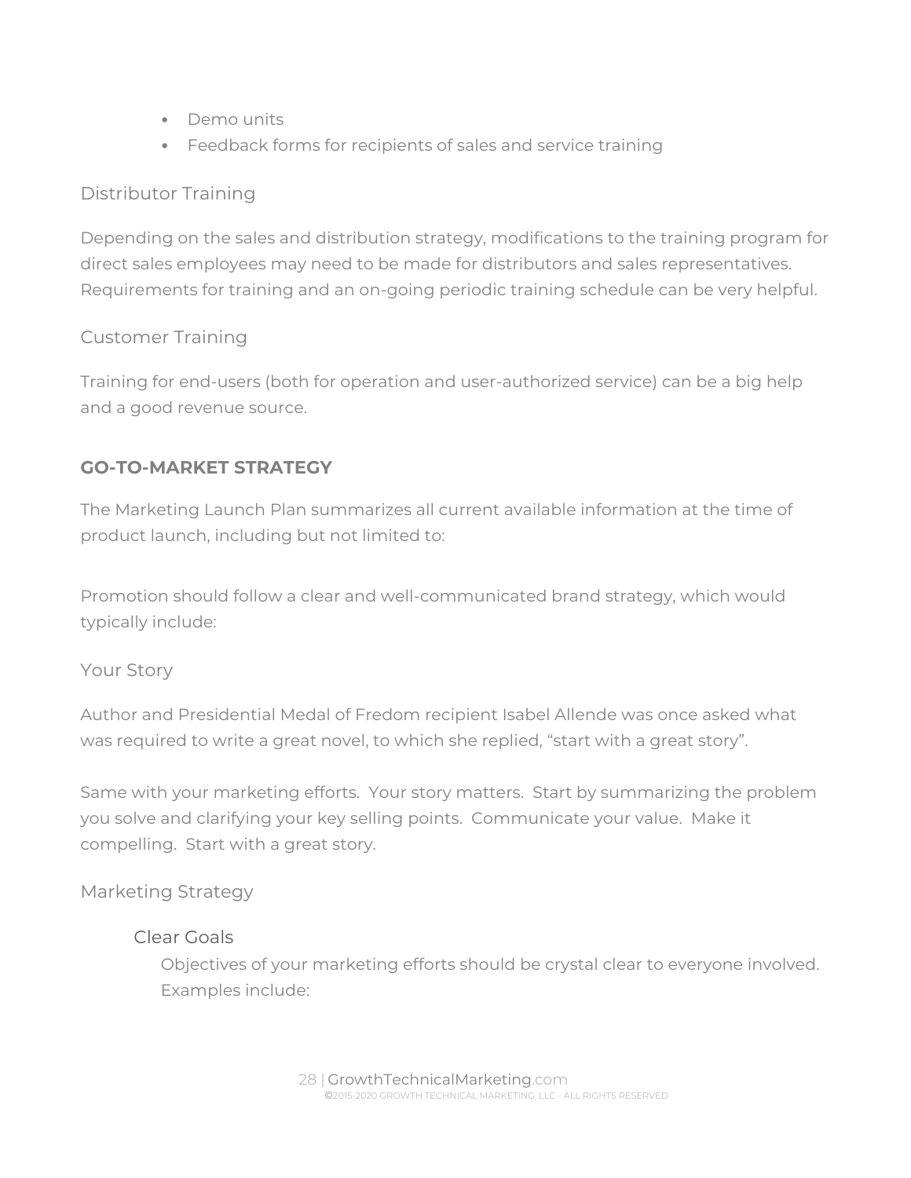- Demo units
- Feedback forms for recipients of sales and service training

### Distributor Training

Depending on the sales and distribution strategy, modifications to the training program for direct sales employees may need to be made for distributors and sales representatives. Requirements for training and an on-going periodic training schedule can be very helpful.

### Customer Training

Training for end-users (both for operation and user-authorized service) can be a big help and a good revenue source.

## GO-TO-MARKET STRATEGY

The Marketing Launch Plan summarizes all current available information at the time of product launch, including but not limited to:

Promotion should follow a clear and well-communicated brand strategy, which would typically include:

### Your Story

Author and Presidential Medal of Fredom recipient Isabel Allende was once asked what was required to write a great novel, to which she replied, "start with a great story".

Same with your marketing efforts. Your story matters. Start by summarizing the problem you solve and clarifying your key selling points. Communicate your value. Make it compelling. Start with a great story.

### Marketing Strategy

#### Clear Goals

Objectives of your marketing efforts should be crystal clear to everyone involved. Examples include: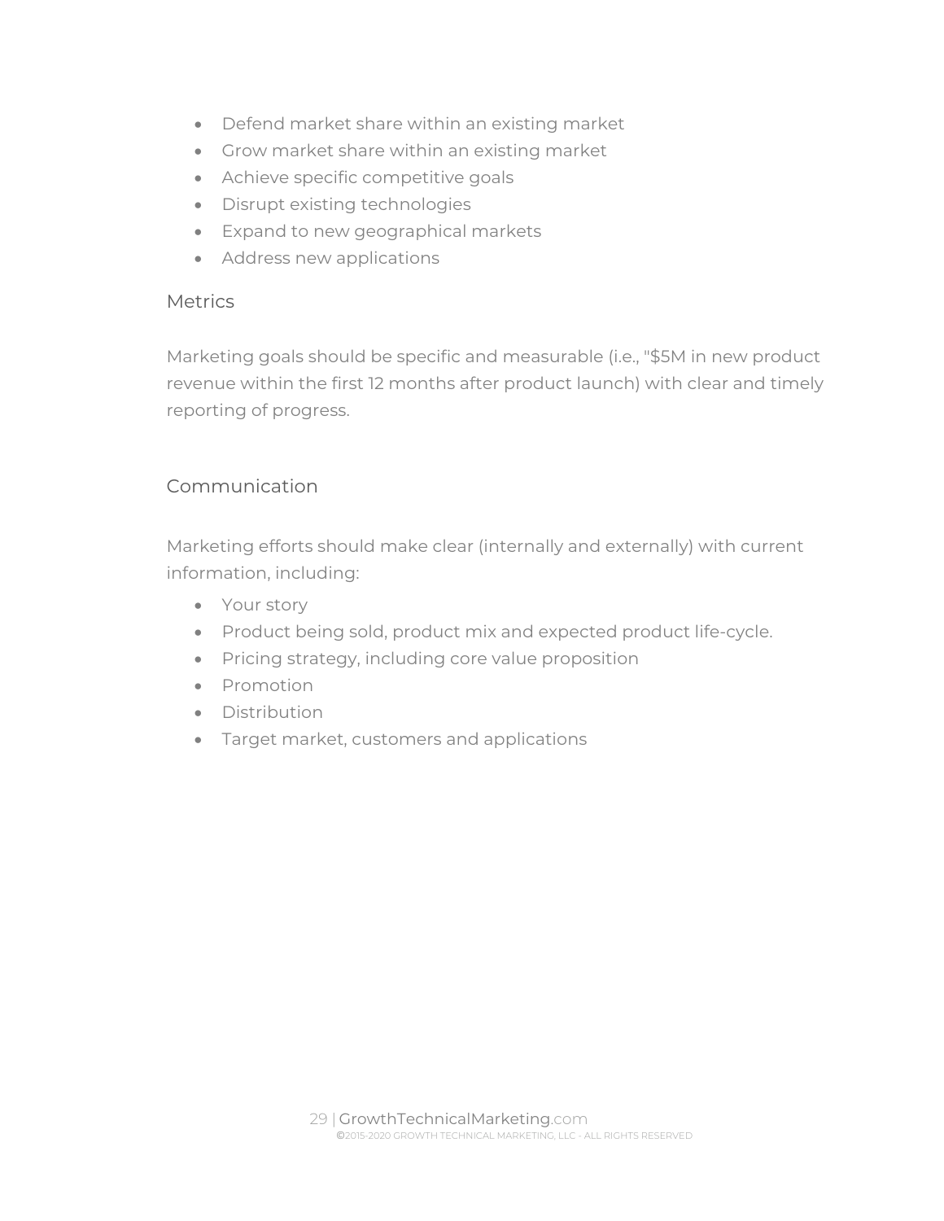- Defend market share within an existing market
- Grow market share within an existing market
- Achieve specific competitive goals
- Disrupt existing technologies
- Expand to new geographical markets
- Address new applications

### Metrics

Marketing goals should be specific and measurable (i.e., "$5M in new product revenue within the first 12 months after product launch) with clear and timely reporting of progress.

### Communication

Marketing efforts should make clear (internally and externally) with current information, including:

- Your story
- Product being sold, product mix and expected product life-cycle.
- Pricing strategy, including core value proposition
- Promotion
- Distribution
- Target market, customers and applications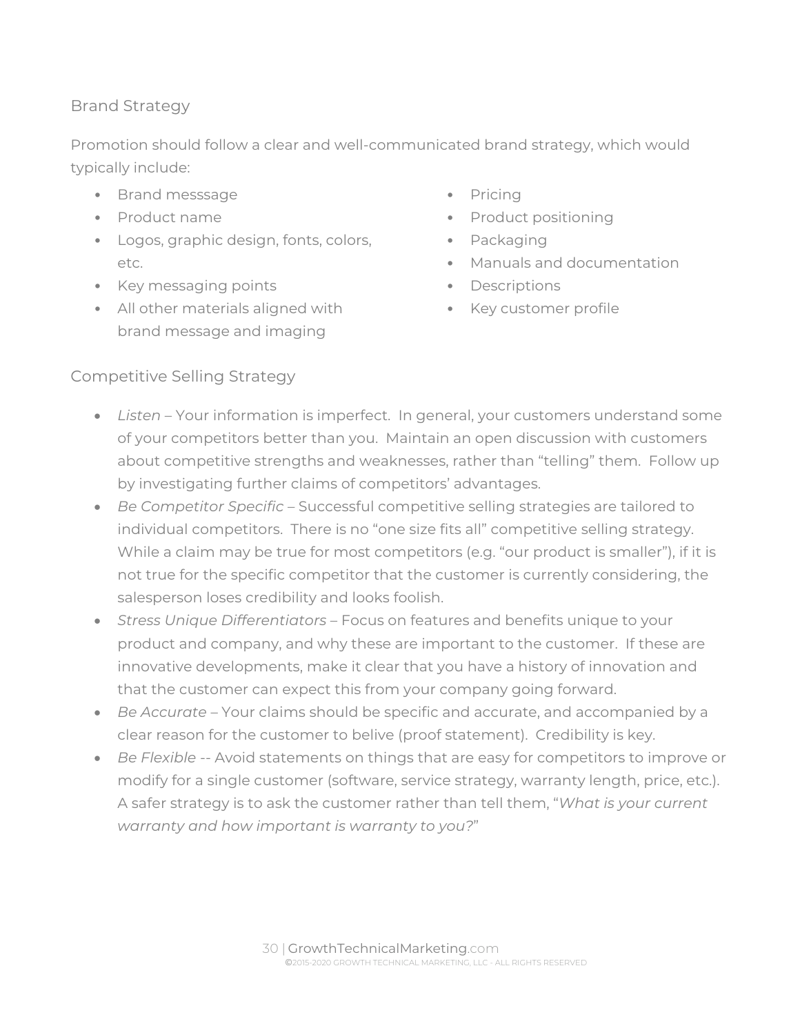## Brand Strategy

Promotion should follow a clear and well-communicated brand strategy, which would typically include:

- Brand messsage
- Product name
- Logos, graphic design, fonts, colors, etc.
- Key messaging points
- All other materials aligned with brand message and imaging
- Pricing
- Product positioning
- Packaging
- Manuals and documentation
- Descriptions
- Key customer profile

## Competitive Selling Strategy

- *Listen* – Your information is imperfect. In general, your customers understand some of your competitors better than you. Maintain an open discussion with customers about competitive strengths and weaknesses, rather than "telling" them. Follow up by investigating further claims of competitors' advantages.
- *Be Competitor Specific* – Successful competitive selling strategies are tailored to individual competitors. There is no "one size fits all" competitive selling strategy. While a claim may be true for most competitors (e.g. "our product is smaller"), if it is not true for the specific competitor that the customer is currently considering, the salesperson loses credibility and looks foolish.
- *Stress Unique Differentiators* – Focus on features and benefits unique to your product and company, and why these are important to the customer. If these are innovative developments, make it clear that you have a history of innovation and that the customer can expect this from your company going forward.
- *Be Accurate* – Your claims should be specific and accurate, and accompanied by a clear reason for the customer to belive (proof statement). Credibility is key.
- *Be Flexible* -- Avoid statements on things that are easy for competitors to improve or modify for a single customer (software, service strategy, warranty length, price, etc.). A safer strategy is to ask the customer rather than tell them, "*What is your current warranty and how important is warranty to you?*"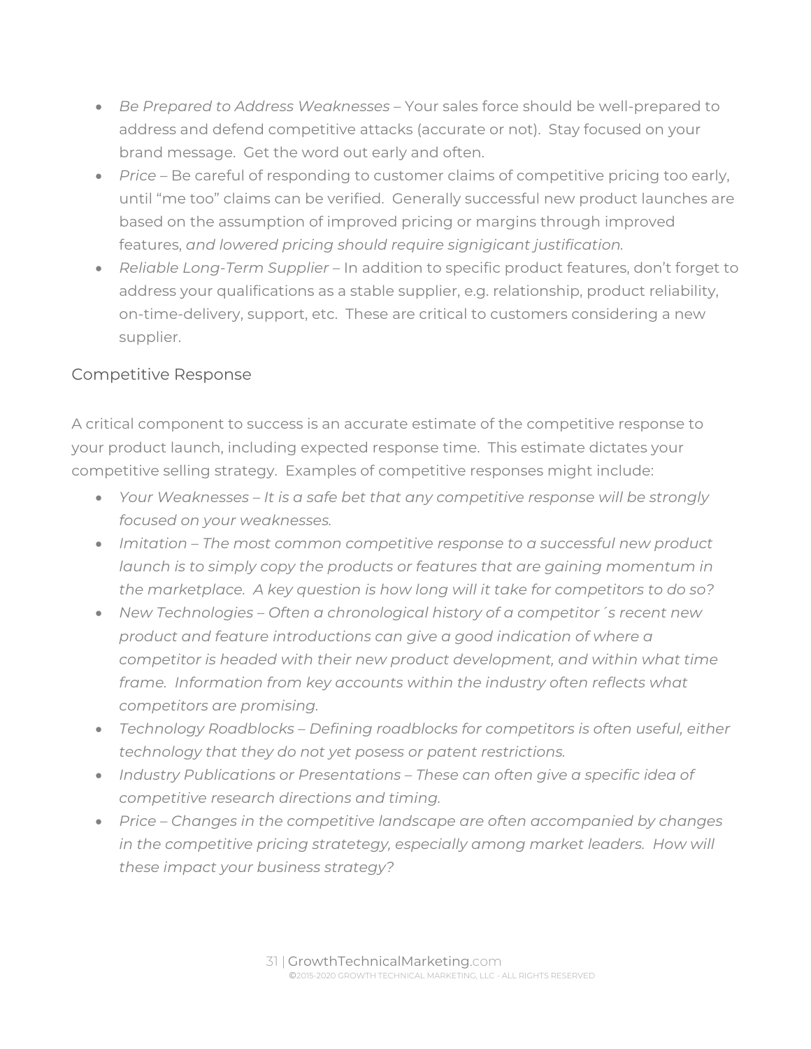- *Be Prepared to Address Weaknesses* – Your sales force should be well-prepared to address and defend competitive attacks (accurate or not). Stay focused on your brand message. Get the word out early and often.
- *Price* – Be careful of responding to customer claims of competitive pricing too early, until "me too" claims can be verified. Generally successful new product launches are based on the assumption of improved pricing or margins through improved features, *and lowered pricing should require signigicant justification.*
- *Reliable Long-Term Supplier* – In addition to specific product features, don't forget to address your qualifications as a stable supplier, e.g. relationship, product reliability, on-time-delivery, support, etc. These are critical to customers considering a new supplier.

## Competitive Response

A critical component to success is an accurate estimate of the competitive response to your product launch, including expected response time. This estimate dictates your competitive selling strategy. Examples of competitive responses might include:

- *Your Weaknesses – It is a safe bet that any competitive response will be strongly focused on your weaknesses.*
- *Imitation – The most common competitive response to a successful new product launch is to simply copy the products or features that are gaining momentum in the marketplace. A key question is how long will it take for competitors to do so?*
- *New Technologies – Often a chronological history of a competitor´s recent new product and feature introductions can give a good indication of where a competitor is headed with their new product development, and within what time frame. Information from key accounts within the industry often reflects what competitors are promising.*
- *Technology Roadblocks – Defining roadblocks for competitors is often useful, either technology that they do not yet posess or patent restrictions.*
- *Industry Publications or Presentations – These can often give a specific idea of competitive research directions and timing.*
- *Price – Changes in the competitive landscape are often accompanied by changes in the competitive pricing stratetegy, especially among market leaders. How will these impact your business strategy?*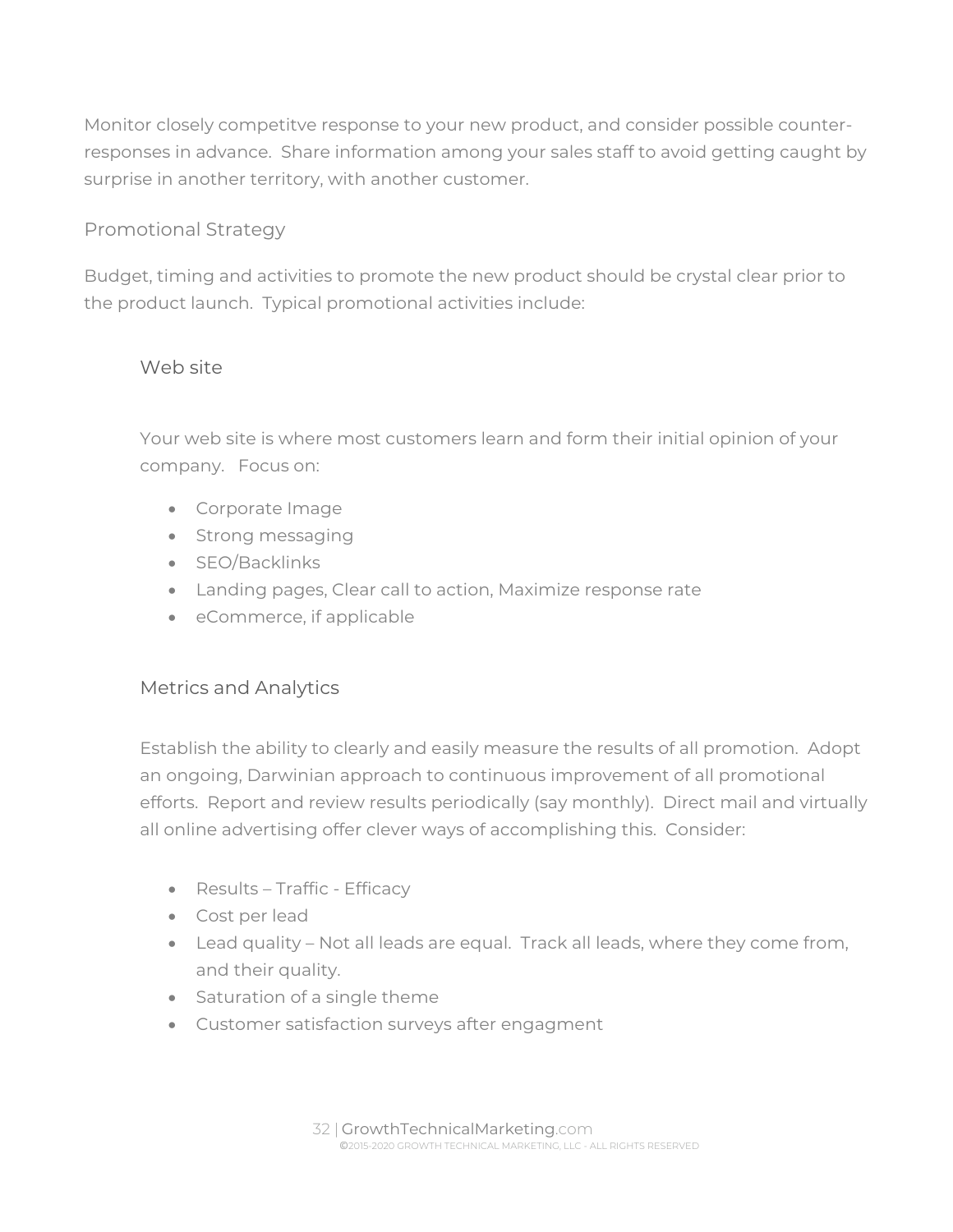Monitor closely competitve response to your new product, and consider possible counter-responses in advance.  Share information among your sales staff to avoid getting caught by surprise in another territory, with another customer.

## Promotional Strategy

Budget, timing and activities to promote the new product should be crystal clear prior to the product launch.  Typical promotional activities include:

### Web site

Your web site is where most customers learn and form their initial opinion of your company.   Focus on:

- Corporate Image
- Strong messaging
- SEO/Backlinks
- Landing pages, Clear call to action, Maximize response rate
- eCommerce, if applicable

### Metrics and Analytics

Establish the ability to clearly and easily measure the results of all promotion.  Adopt an ongoing, Darwinian approach to continuous improvement of all promotional efforts.  Report and review results periodically (say monthly).  Direct mail and virtually all online advertising offer clever ways of accomplishing this.  Consider:

- Results – Traffic - Efficacy
- Cost per lead
- Lead quality – Not all leads are equal.  Track all leads, where they come from, and their quality.
- Saturation of a single theme
- Customer satisfaction surveys after engagment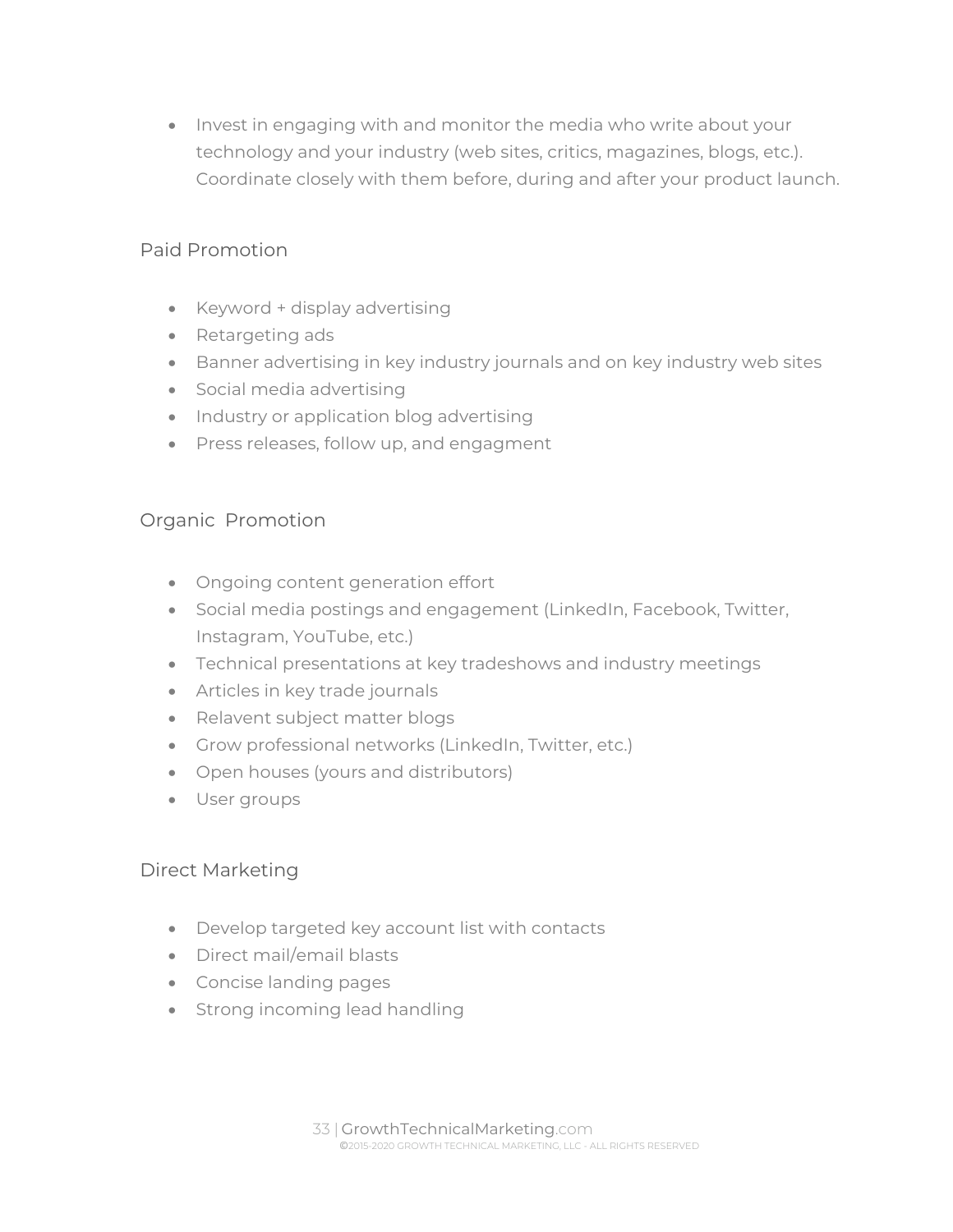- Invest in engaging with and monitor the media who write about your technology and your industry (web sites, critics, magazines, blogs, etc.). Coordinate closely with them before, during and after your product launch.

### Paid Promotion

- Keyword + display advertising
- Retargeting ads
- Banner advertising in key industry journals and on key industry web sites
- Social media advertising
- Industry or application blog advertising
- Press releases, follow up, and engagment

### Organic Promotion

- Ongoing content generation effort
- Social media postings and engagement (LinkedIn, Facebook, Twitter, Instagram, YouTube, etc.)
- Technical presentations at key tradeshows and industry meetings
- Articles in key trade journals
- Relavent subject matter blogs
- Grow professional networks (LinkedIn, Twitter, etc.)
- Open houses (yours and distributors)
- User groups

### Direct Marketing

- Develop targeted key account list with contacts
- Direct mail/email blasts
- Concise landing pages
- Strong incoming lead handling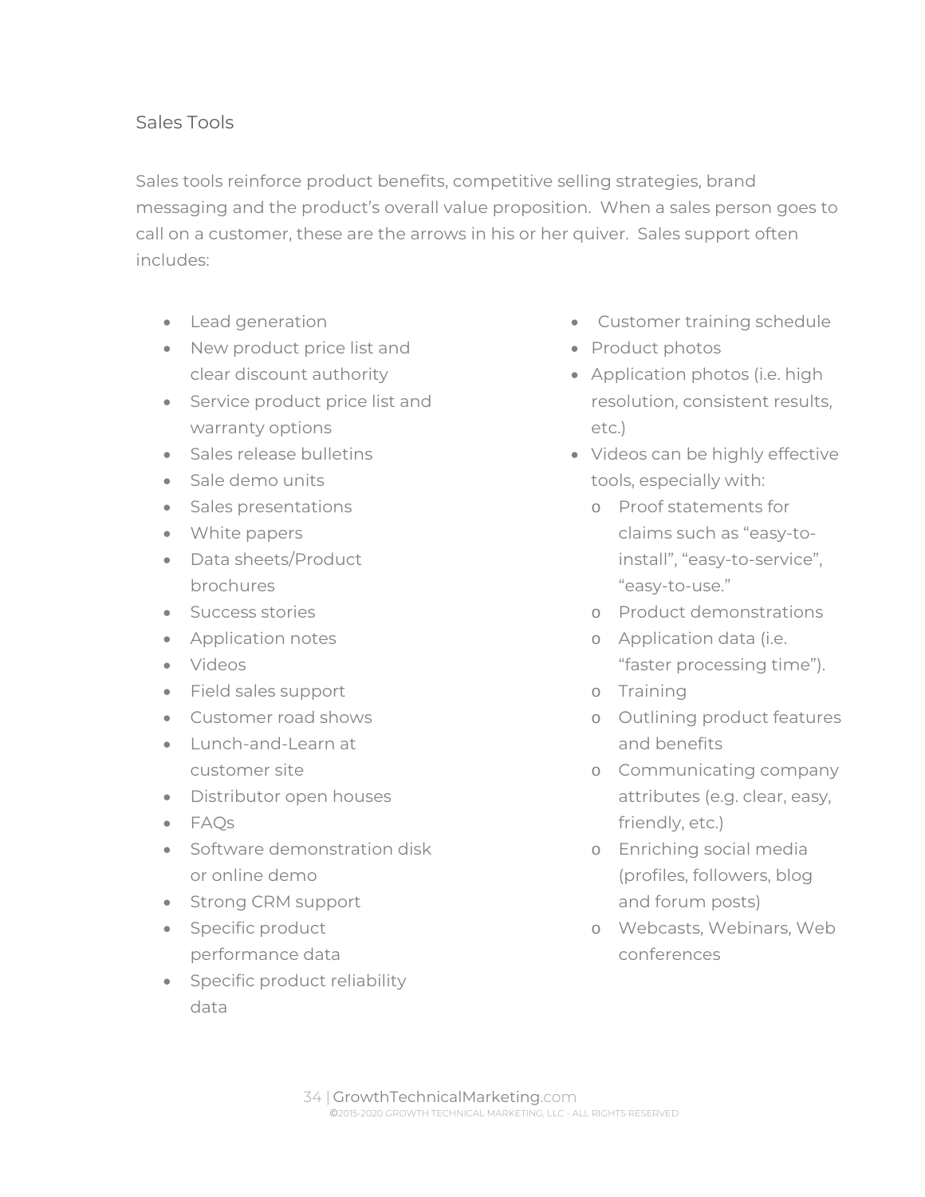## Sales Tools

Sales tools reinforce product benefits, competitive selling strategies, brand messaging and the product's overall value proposition. When a sales person goes to call on a customer, these are the arrows in his or her quiver. Sales support often includes:

- Lead generation
- New product price list and clear discount authority
- Service product price list and warranty options
- Sales release bulletins
- Sale demo units
- Sales presentations
- White papers
- Data sheets/Product brochures
- Success stories
- Application notes
- Videos
- Field sales support
- Customer road shows
- Lunch-and-Learn at customer site
- Distributor open houses
- FAQs
- Software demonstration disk or online demo
- Strong CRM support
- Specific product performance data
- Specific product reliability data
- Customer training schedule
- Product photos
- Application photos (i.e. high resolution, consistent results, etc.)
- Videos can be highly effective tools, especially with:
  - Proof statements for claims such as "easy-to-install", "easy-to-service", "easy-to-use."
  - Product demonstrations
  - Application data (i.e. "faster processing time").
  - Training
  - Outlining product features and benefits
  - Communicating company attributes (e.g. clear, easy, friendly, etc.)
  - Enriching social media (profiles, followers, blog and forum posts)
  - Webcasts, Webinars, Web conferences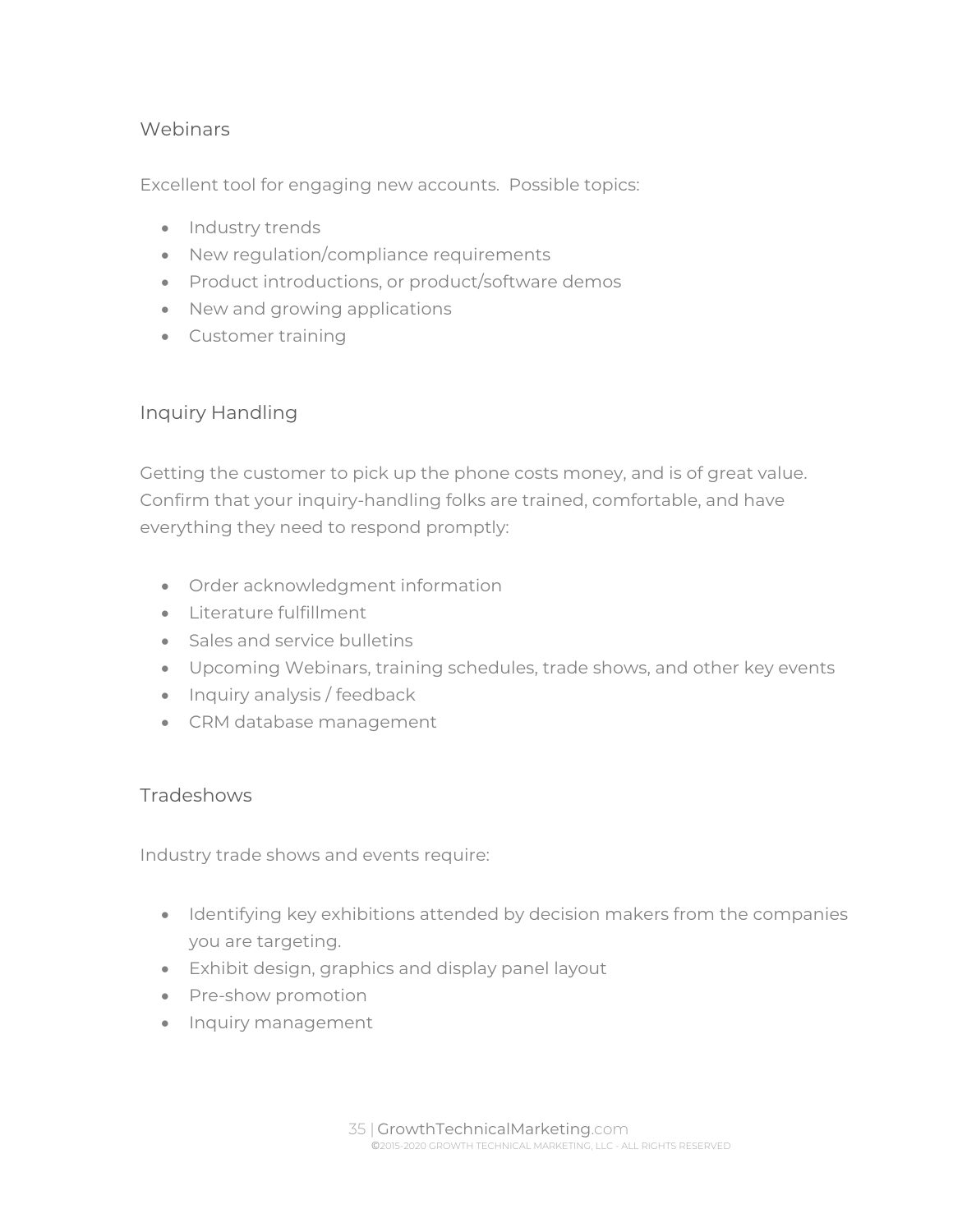## Webinars

Excellent tool for engaging new accounts. Possible topics:

- Industry trends
- New regulation/compliance requirements
- Product introductions, or product/software demos
- New and growing applications
- Customer training

## Inquiry Handling

Getting the customer to pick up the phone costs money, and is of great value. Confirm that your inquiry-handling folks are trained, comfortable, and have everything they need to respond promptly:

- Order acknowledgment information
- Literature fulfillment
- Sales and service bulletins
- Upcoming Webinars, training schedules, trade shows, and other key events
- Inquiry analysis / feedback
- CRM database management

## Tradeshows

Industry trade shows and events require:

- Identifying key exhibitions attended by decision makers from the companies you are targeting.
- Exhibit design, graphics and display panel layout
- Pre-show promotion
- Inquiry management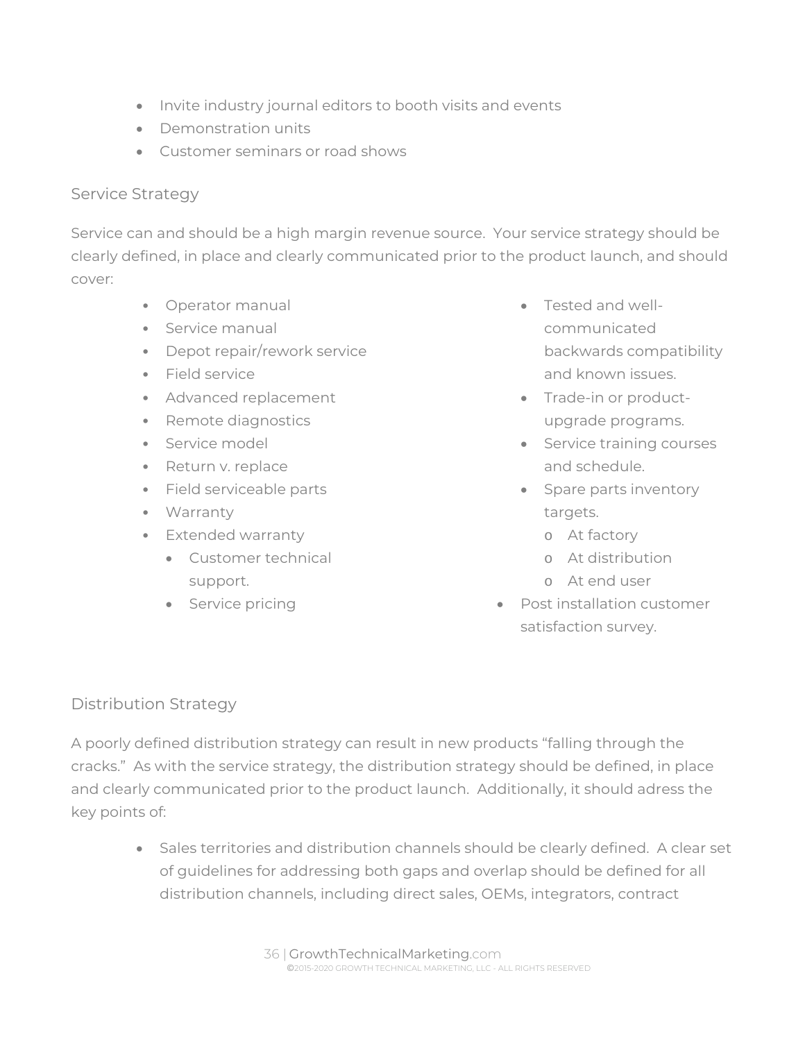- Invite industry journal editors to booth visits and events
- Demonstration units
- Customer seminars or road shows

### Service Strategy

Service can and should be a high margin revenue source. Your service strategy should be clearly defined, in place and clearly communicated prior to the product launch, and should cover:

- Operator manual
- Service manual
- Depot repair/rework service
- Field service
- Advanced replacement
- Remote diagnostics
- Service model
- Return v. replace
- Field serviceable parts
- Warranty
- Extended warranty
  - Customer technical support.
  - Service pricing
- Tested and well-communicated backwards compatibility and known issues.
- Trade-in or product-upgrade programs.
- Service training courses and schedule.
- Spare parts inventory targets.
  - At factory
  - At distribution
  - At end user
- Post installation customer satisfaction survey.

### Distribution Strategy

A poorly defined distribution strategy can result in new products "falling through the cracks." As with the service strategy, the distribution strategy should be defined, in place and clearly communicated prior to the product launch. Additionally, it should adress the key points of:

- Sales territories and distribution channels should be clearly defined. A clear set of guidelines for addressing both gaps and overlap should be defined for all distribution channels, including direct sales, OEMs, integrators, contract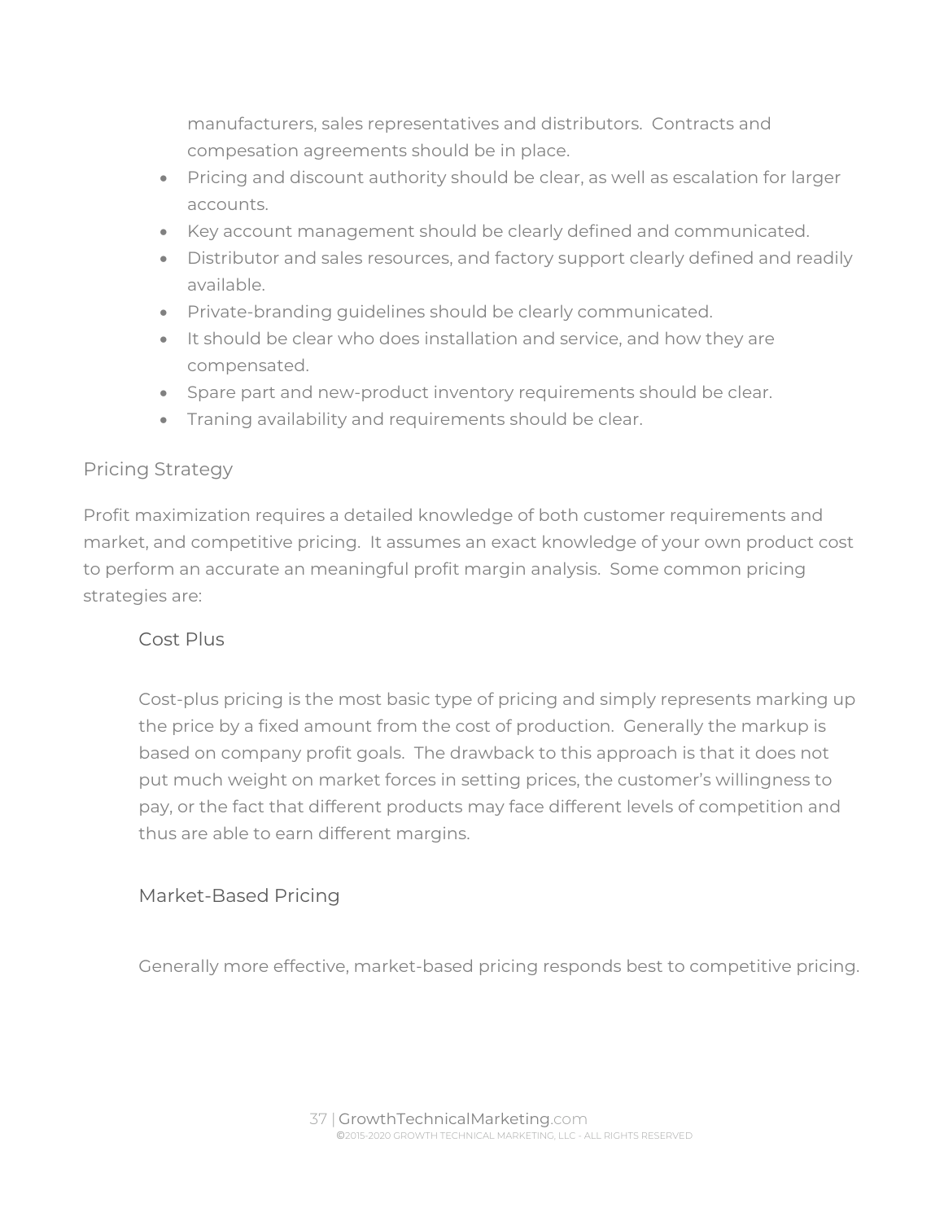manufacturers, sales representatives and distributors.  Contracts and compesation agreements should be in place.

- Pricing and discount authority should be clear, as well as escalation for larger accounts.
- Key account management should be clearly defined and communicated.
- Distributor and sales resources, and factory support clearly defined and readily available.
- Private-branding guidelines should be clearly communicated.
- It should be clear who does installation and service, and how they are compensated.
- Spare part and new-product inventory requirements should be clear.
- Traning availability and requirements should be clear.

## Pricing Strategy

Profit maximization requires a detailed knowledge of both customer requirements and market, and competitive pricing.  It assumes an exact knowledge of your own product cost to perform an accurate an meaningful profit margin analysis.  Some common pricing strategies are:

### Cost Plus

Cost-plus pricing is the most basic type of pricing and simply represents marking up the price by a fixed amount from the cost of production.  Generally the markup is based on company profit goals.  The drawback to this approach is that it does not put much weight on market forces in setting prices, the customer's willingness to pay, or the fact that different products may face different levels of competition and thus are able to earn different margins.

### Market-Based Pricing

Generally more effective, market-based pricing responds best to competitive pricing.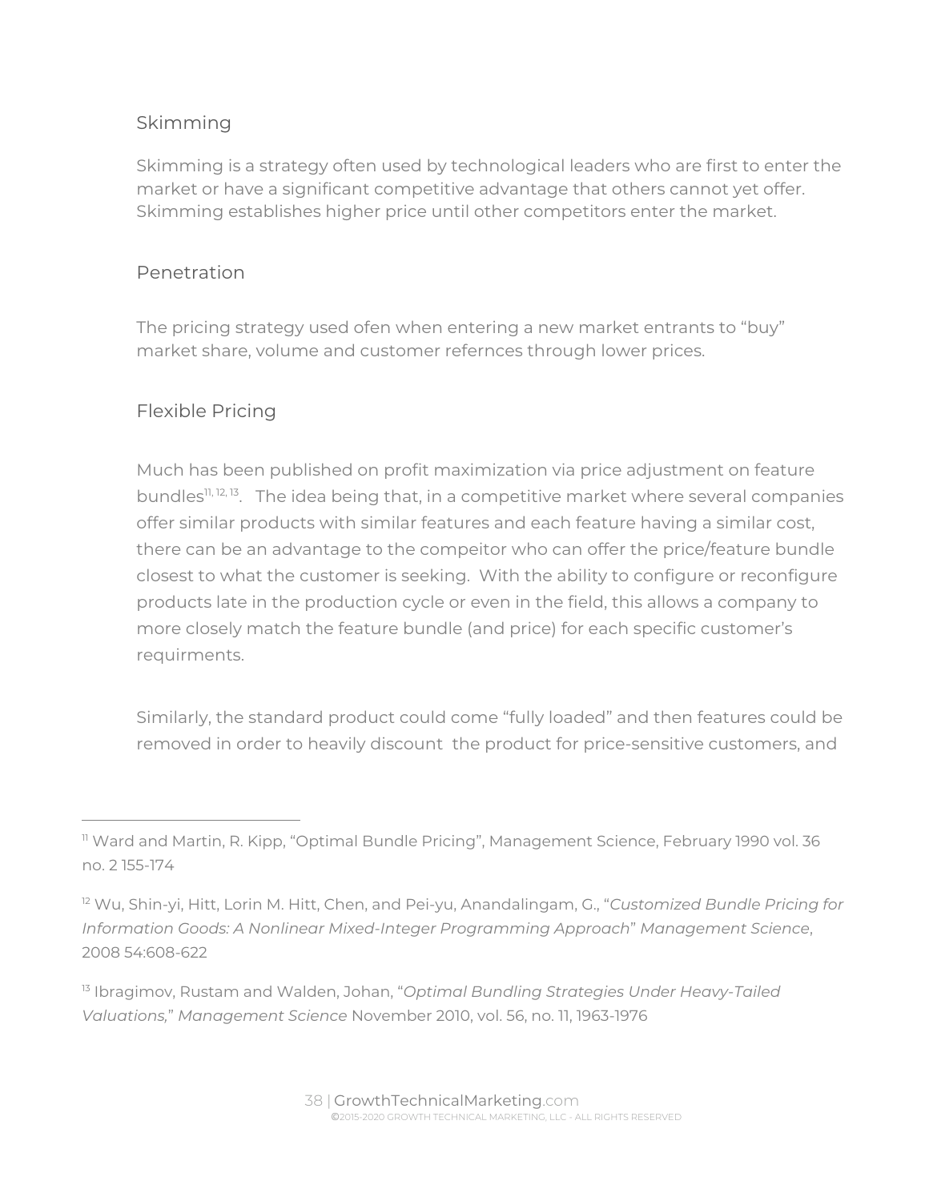### Skimming

Skimming is a strategy often used by technological leaders who are first to enter the market or have a significant competitive advantage that others cannot yet offer. Skimming establishes higher price until other competitors enter the market.

### Penetration

The pricing strategy used ofen when entering a new market entrants to "buy" market share, volume and customer refernces through lower prices.

### Flexible Pricing

Much has been published on profit maximization via price adjustment on feature bundles[11, 12, 13]. The idea being that, in a competitive market where several companies offer similar products with similar features and each feature having a similar cost, there can be an advantage to the compeitor who can offer the price/feature bundle closest to what the customer is seeking. With the ability to configure or reconfigure products late in the production cycle or even in the field, this allows a company to more closely match the feature bundle (and price) for each specific customer's requirments.

Similarly, the standard product could come "fully loaded" and then features could be removed in order to heavily discount the product for price-sensitive customers, and

---

[11] Ward and Martin, R. Kipp, "Optimal Bundle Pricing", Management Science, February 1990 vol. 36 no. 2 155-174

[12] Wu, Shin-yi, Hitt, Lorin M. Hitt, Chen, and Pei-yu, Anandalingam, G., "*Customized Bundle Pricing for Information Goods: A Nonlinear Mixed-Integer Programming Approach*" *Management Science*, 2008 54:608-622

[13] Ibragimov, Rustam and Walden, Johan, "*Optimal Bundling Strategies Under Heavy-Tailed Valuations,*" *Management Science* November 2010, vol. 56, no. 11, 1963-1976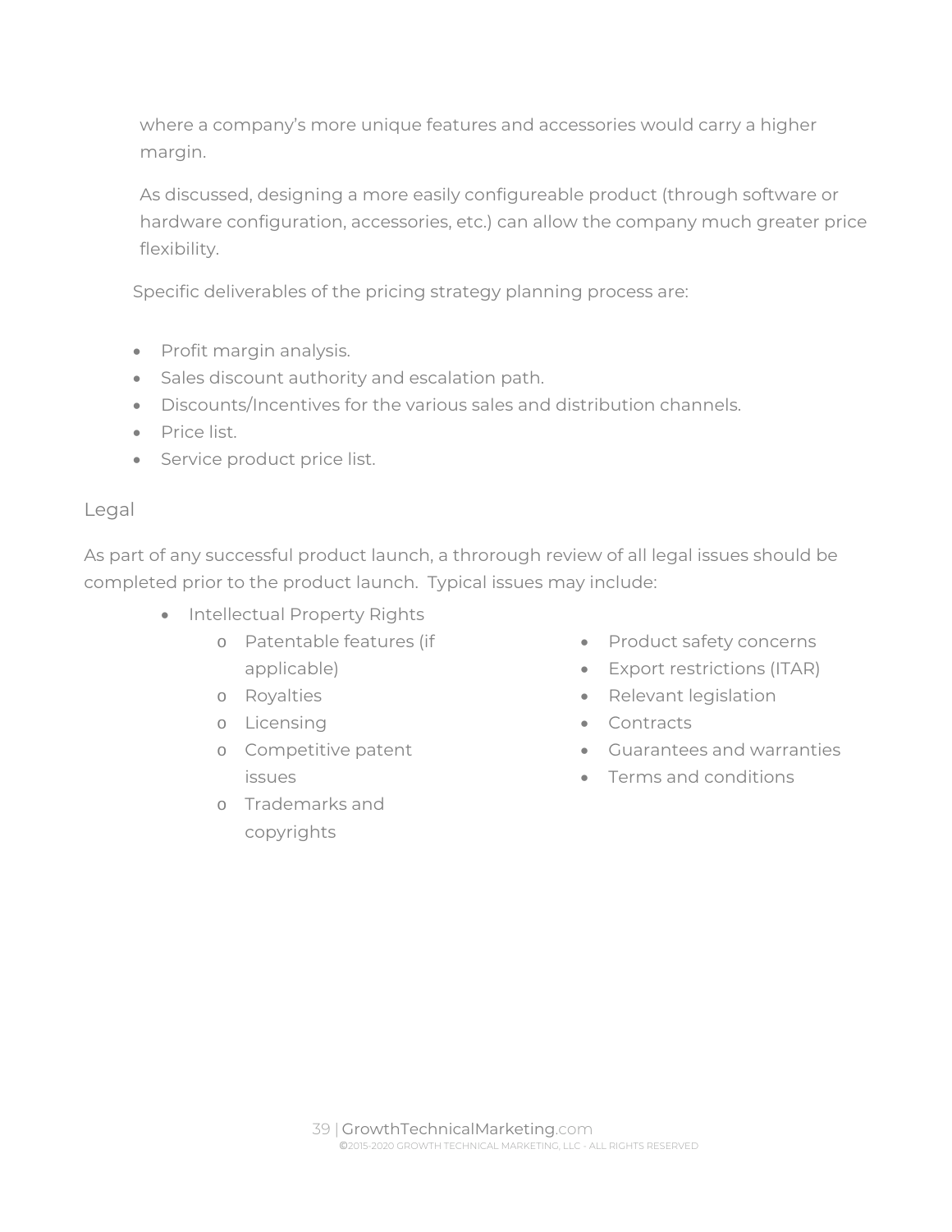where a company's more unique features and accessories would carry a higher margin.

As discussed, designing a more easily configureable product (through software or hardware configuration, accessories, etc.) can allow the company much greater price flexibility.

Specific deliverables of the pricing strategy planning process are:

- Profit margin analysis.
- Sales discount authority and escalation path.
- Discounts/Incentives for the various sales and distribution channels.
- Price list.
- Service product price list.

## Legal

As part of any successful product launch, a throrough review of all legal issues should be completed prior to the product launch. Typical issues may include:

- Intellectual Property Rights
  - Patentable features (if applicable)
  - Royalties
  - Licensing
  - Competitive patent issues
  - Trademarks and copyrights
- Product safety concerns
- Export restrictions (ITAR)
- Relevant legislation
- Contracts
- Guarantees and warranties
- Terms and conditions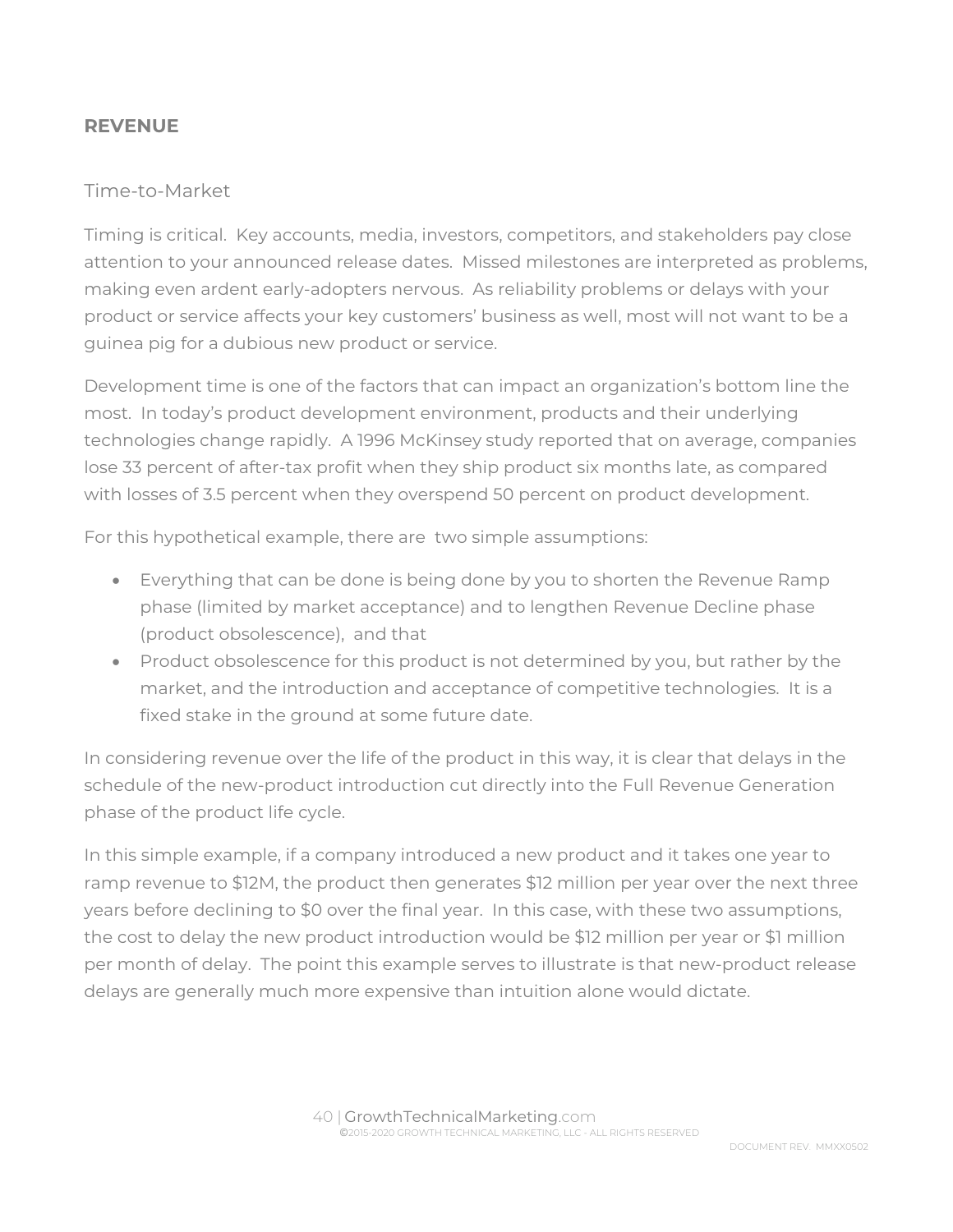## REVENUE

### Time-to-Market

Timing is critical. Key accounts, media, investors, competitors, and stakeholders pay close attention to your announced release dates. Missed milestones are interpreted as problems, making even ardent early-adopters nervous. As reliability problems or delays with your product or service affects your key customers' business as well, most will not want to be a guinea pig for a dubious new product or service.

Development time is one of the factors that can impact an organization's bottom line the most. In today's product development environment, products and their underlying technologies change rapidly. A 1996 McKinsey study reported that on average, companies lose 33 percent of after-tax profit when they ship product six months late, as compared with losses of 3.5 percent when they overspend 50 percent on product development.

For this hypothetical example, there are two simple assumptions:

- Everything that can be done is being done by you to shorten the Revenue Ramp phase (limited by market acceptance) and to lengthen Revenue Decline phase (product obsolescence), and that
- Product obsolescence for this product is not determined by you, but rather by the market, and the introduction and acceptance of competitive technologies. It is a fixed stake in the ground at some future date.

In considering revenue over the life of the product in this way, it is clear that delays in the schedule of the new-product introduction cut directly into the Full Revenue Generation phase of the product life cycle.

In this simple example, if a company introduced a new product and it takes one year to ramp revenue to $12M, the product then generates $12 million per year over the next three years before declining to $0 over the final year. In this case, with these two assumptions, the cost to delay the new product introduction would be $12 million per year or $1 million per month of delay. The point this example serves to illustrate is that new-product release delays are generally much more expensive than intuition alone would dictate.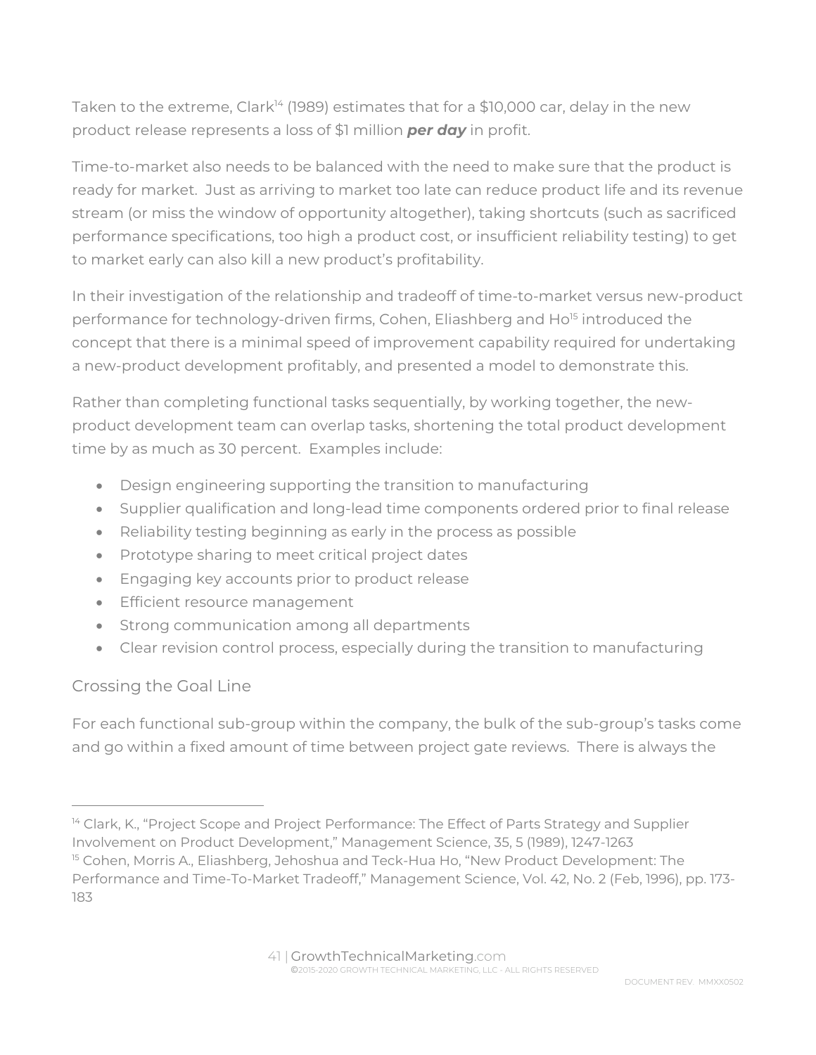Taken to the extreme, Clark[14] (1989) estimates that for a $10,000 car, delay in the new product release represents a loss of $1 million ***per day*** in profit.

Time-to-market also needs to be balanced with the need to make sure that the product is ready for market. Just as arriving to market too late can reduce product life and its revenue stream (or miss the window of opportunity altogether), taking shortcuts (such as sacrificed performance specifications, too high a product cost, or insufficient reliability testing) to get to market early can also kill a new product's profitability.

In their investigation of the relationship and tradeoff of time-to-market versus new-product performance for technology-driven firms, Cohen, Eliashberg and Ho[15] introduced the concept that there is a minimal speed of improvement capability required for undertaking a new-product development profitably, and presented a model to demonstrate this.

Rather than completing functional tasks sequentially, by working together, the new-product development team can overlap tasks, shortening the total product development time by as much as 30 percent. Examples include:

- Design engineering supporting the transition to manufacturing
- Supplier qualification and long-lead time components ordered prior to final release
- Reliability testing beginning as early in the process as possible
- Prototype sharing to meet critical project dates
- Engaging key accounts prior to product release
- Efficient resource management
- Strong communication among all departments
- Clear revision control process, especially during the transition to manufacturing

## Crossing the Goal Line

For each functional sub-group within the company, the bulk of the sub-group's tasks come and go within a fixed amount of time between project gate reviews. There is always the

---

[14] Clark, K., "Project Scope and Project Performance: The Effect of Parts Strategy and Supplier Involvement on Product Development," Management Science, 35, 5 (1989), 1247-1263

[15] Cohen, Morris A., Eliashberg, Jehoshua and Teck-Hua Ho, "New Product Development: The Performance and Time-To-Market Tradeoff," Management Science, Vol. 42, No. 2 (Feb, 1996), pp. 173-183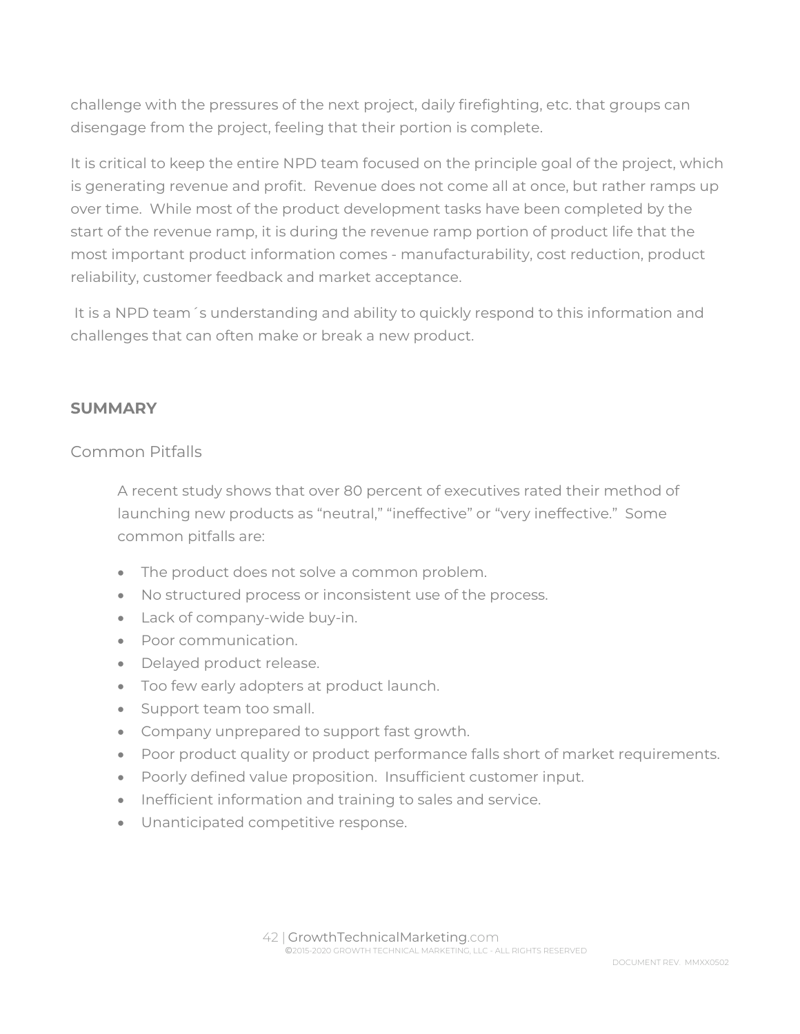challenge with the pressures of the next project, daily firefighting, etc. that groups can disengage from the project, feeling that their portion is complete.

It is critical to keep the entire NPD team focused on the principle goal of the project, which is generating revenue and profit. Revenue does not come all at once, but rather ramps up over time. While most of the product development tasks have been completed by the start of the revenue ramp, it is during the revenue ramp portion of product life that the most important product information comes - manufacturability, cost reduction, product reliability, customer feedback and market acceptance.

It is a NPD team´s understanding and ability to quickly respond to this information and challenges that can often make or break a new product.

## SUMMARY

### Common Pitfalls

A recent study shows that over 80 percent of executives rated their method of launching new products as "neutral," "ineffective" or "very ineffective." Some common pitfalls are:

- The product does not solve a common problem.
- No structured process or inconsistent use of the process.
- Lack of company-wide buy-in.
- Poor communication.
- Delayed product release.
- Too few early adopters at product launch.
- Support team too small.
- Company unprepared to support fast growth.
- Poor product quality or product performance falls short of market requirements.
- Poorly defined value proposition. Insufficient customer input.
- Inefficient information and training to sales and service.
- Unanticipated competitive response.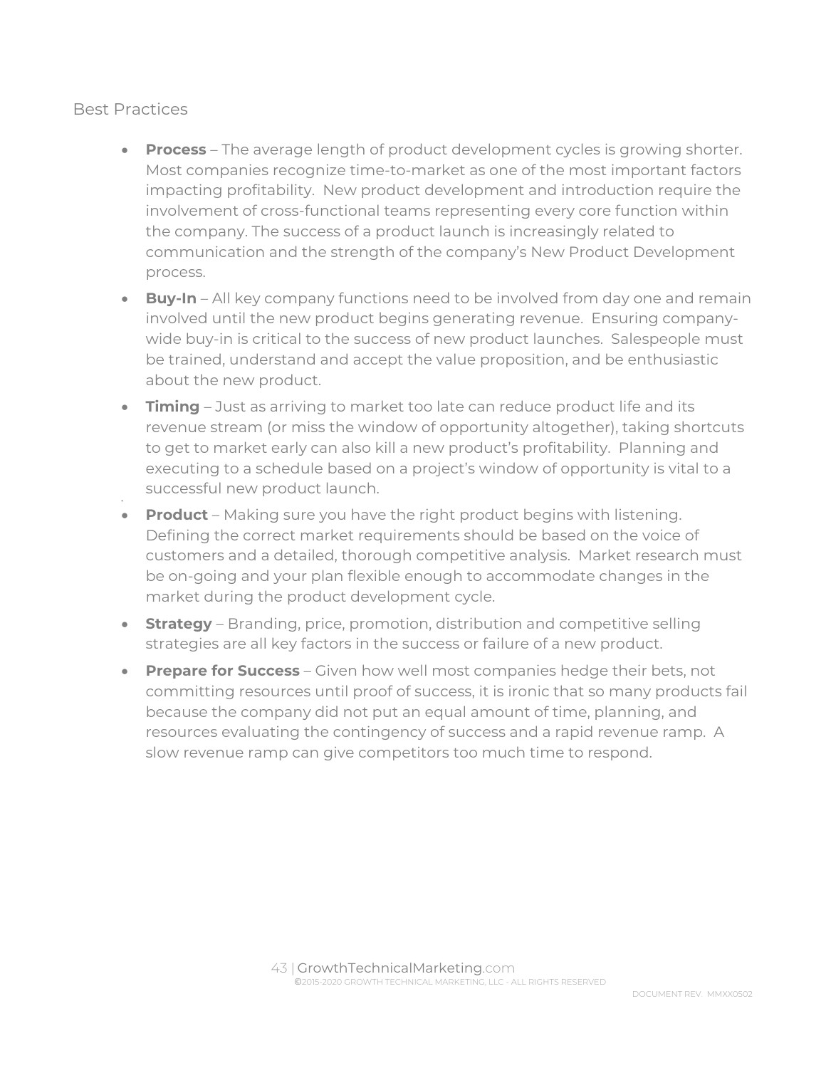## Best Practices

- **Process** – The average length of product development cycles is growing shorter. Most companies recognize time-to-market as one of the most important factors impacting profitability. New product development and introduction require the involvement of cross-functional teams representing every core function within the company. The success of a product launch is increasingly related to communication and the strength of the company's New Product Development process.
- **Buy-In** – All key company functions need to be involved from day one and remain involved until the new product begins generating revenue. Ensuring company-wide buy-in is critical to the success of new product launches. Salespeople must be trained, understand and accept the value proposition, and be enthusiastic about the new product.
- **Timing** – Just as arriving to market too late can reduce product life and its revenue stream (or miss the window of opportunity altogether), taking shortcuts to get to market early can also kill a new product's profitability. Planning and executing to a schedule based on a project's window of opportunity is vital to a successful new product launch.
- **Product** – Making sure you have the right product begins with listening. Defining the correct market requirements should be based on the voice of customers and a detailed, thorough competitive analysis. Market research must be on-going and your plan flexible enough to accommodate changes in the market during the product development cycle.
- **Strategy** – Branding, price, promotion, distribution and competitive selling strategies are all key factors in the success or failure of a new product.
- **Prepare for Success** – Given how well most companies hedge their bets, not committing resources until proof of success, it is ironic that so many products fail because the company did not put an equal amount of time, planning, and resources evaluating the contingency of success and a rapid revenue ramp. A slow revenue ramp can give competitors too much time to respond.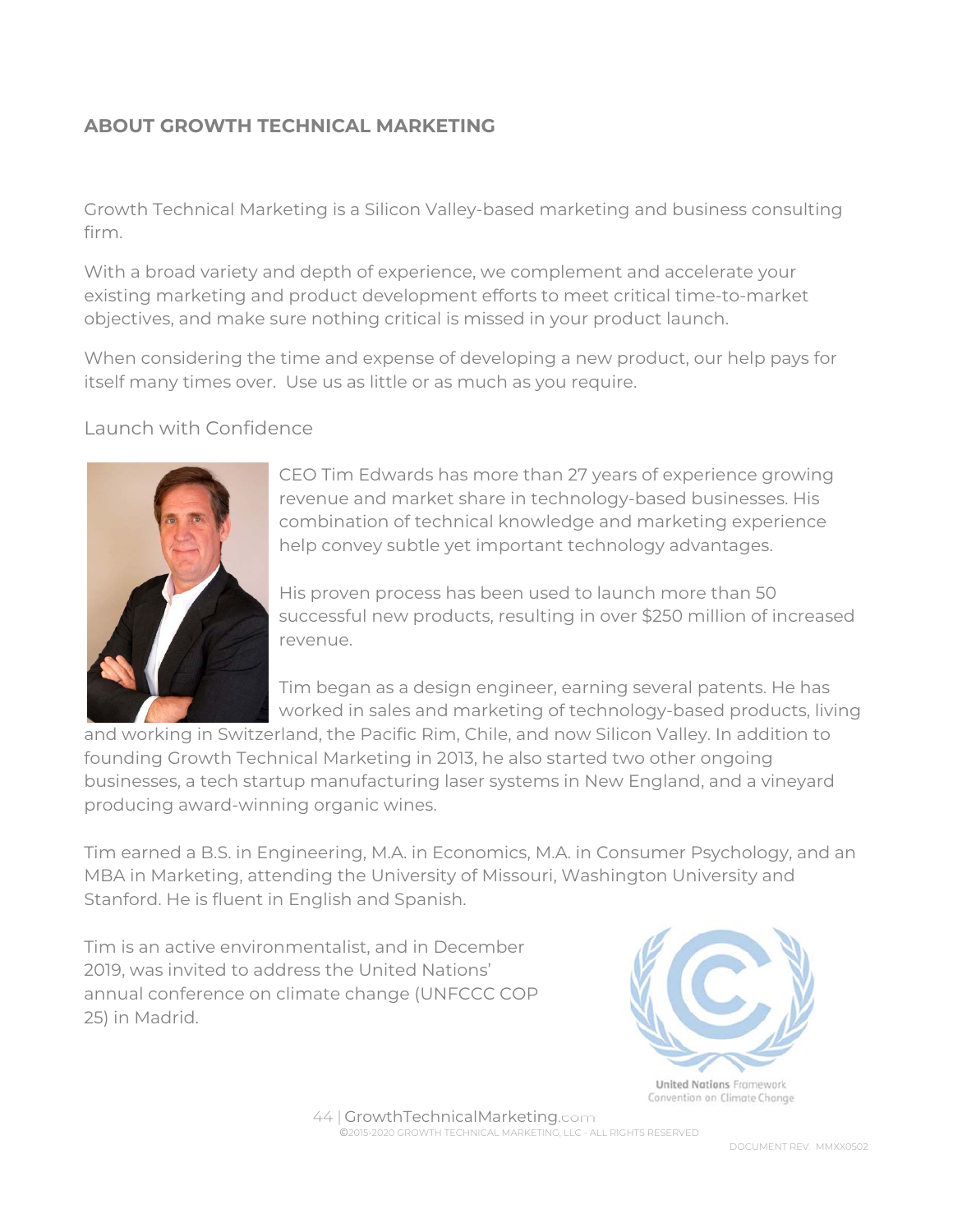## ABOUT GROWTH TECHNICAL MARKETING

Growth Technical Marketing is a Silicon Valley-based marketing and business consulting firm.

With a broad variety and depth of experience, we complement and accelerate your existing marketing and product development efforts to meet critical time-to-market objectives, and make sure nothing critical is missed in your product launch.

When considering the time and expense of developing a new product, our help pays for itself many times over. Use us as little or as much as you require.

### Launch with Confidence

CEO Tim Edwards has more than 27 years of experience growing revenue and market share in technology-based businesses. His combination of technical knowledge and marketing experience help convey subtle yet important technology advantages.

His proven process has been used to launch more than 50 successful new products, resulting in over $250 million of increased revenue.

Tim began as a design engineer, earning several patents. He has worked in sales and marketing of technology-based products, living and working in Switzerland, the Pacific Rim, Chile, and now Silicon Valley. In addition to founding Growth Technical Marketing in 2013, he also started two other ongoing businesses, a tech startup manufacturing laser systems in New England, and a vineyard producing award-winning organic wines.

Tim earned a B.S. in Engineering, M.A. in Economics, M.A. in Consumer Psychology, and an MBA in Marketing, attending the University of Missouri, Washington University and Stanford. He is fluent in English and Spanish.

Tim is an active environmentalist, and in December 2019, was invited to address the United Nations' annual conference on climate change (UNFCCC COP 25) in Madrid.

United Nations Framework Convention on Climate Change

GrowthTechnicalMarketing.com
©2015-2020 GROWTH TECHNICAL MARKETING, LLC - ALL RIGHTS RESERVED

DOCUMENT REV. MMXX0502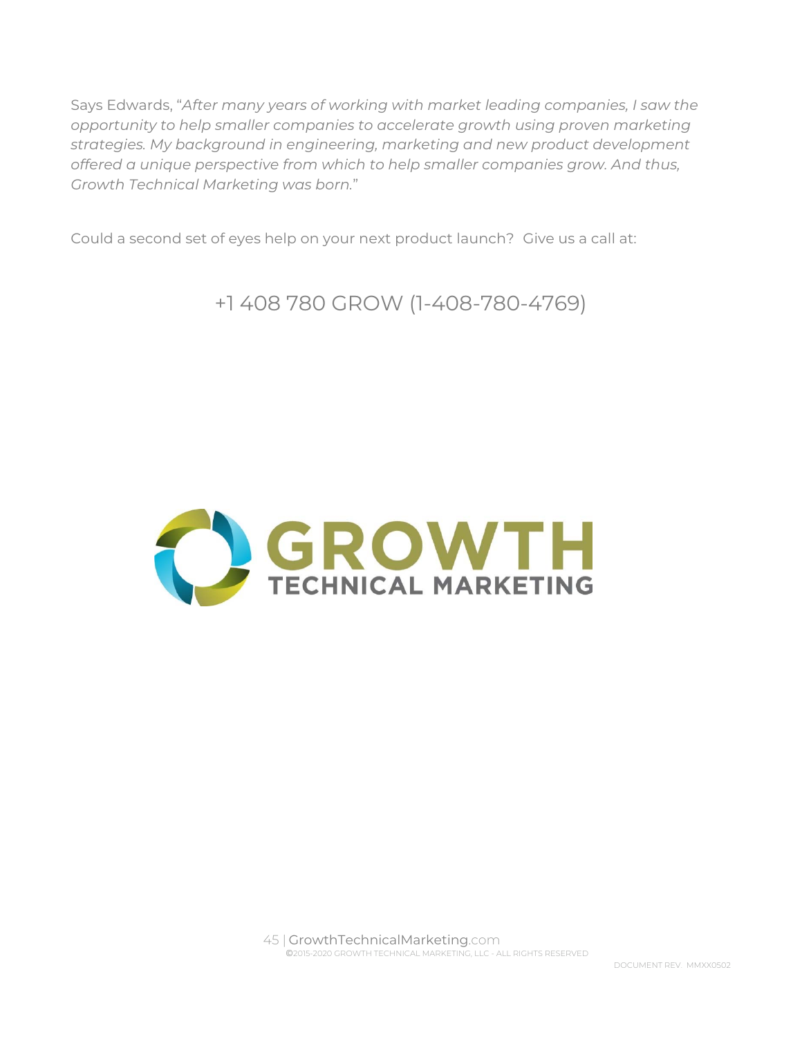Says Edwards, “*After many years of working with market leading companies, I saw the opportunity to help smaller companies to accelerate growth using proven marketing strategies. My background in engineering, marketing and new product development offered a unique perspective from which to help smaller companies grow. And thus, Growth Technical Marketing was born.*”

Could a second set of eyes help on your next product launch? Give us a call at:

+1 408 780 GROW (1-408-780-4769)

GROWTH
TECHNICAL MARKETING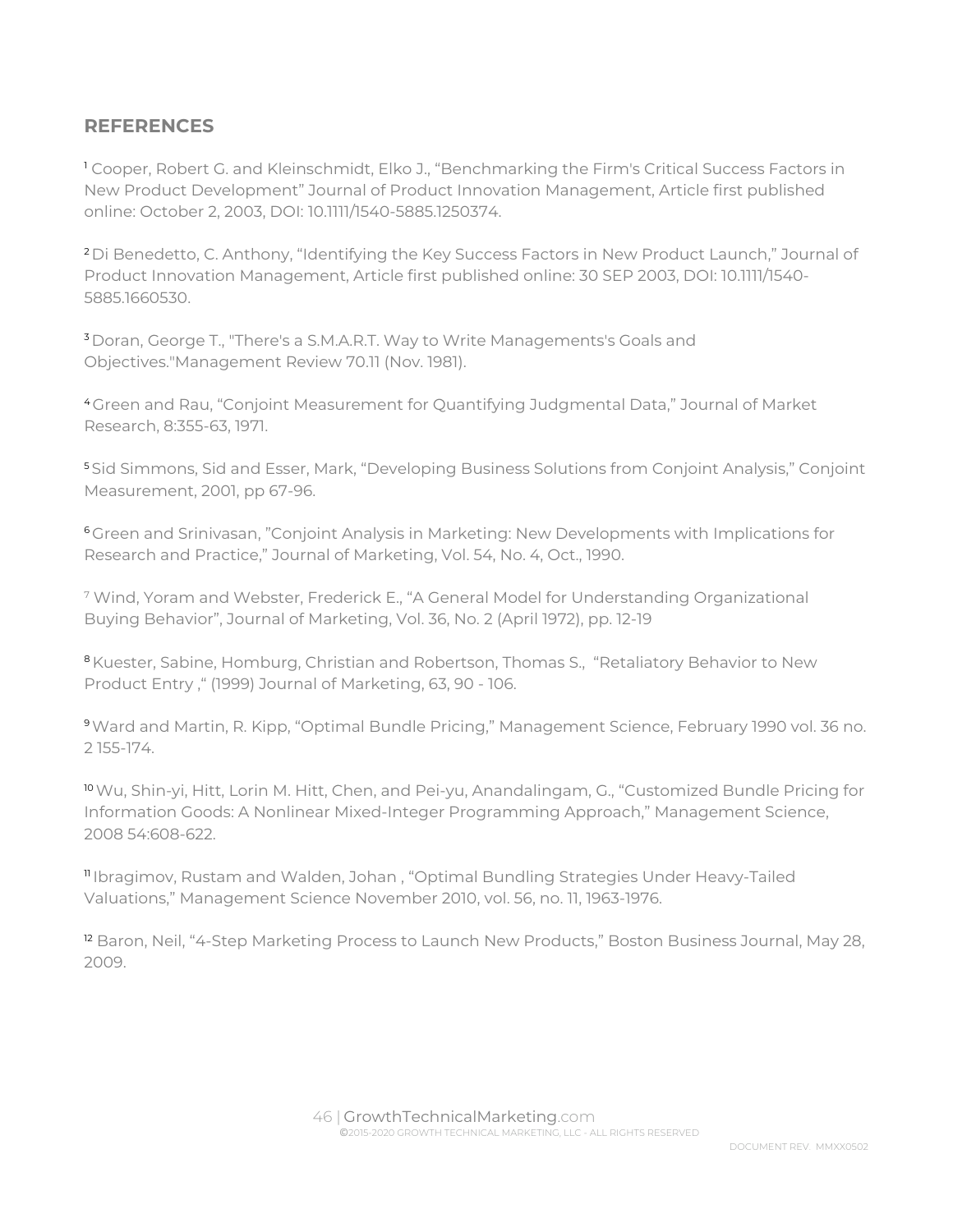## REFERENCES

[1] Cooper, Robert G. and Kleinschmidt, Elko J., “Benchmarking the Firm's Critical Success Factors in New Product Development” Journal of Product Innovation Management, Article first published online: October 2, 2003, DOI: 10.1111/1540-5885.1250374.

[2] Di Benedetto, C. Anthony, “Identifying the Key Success Factors in New Product Launch,” Journal of Product Innovation Management, Article first published online: 30 SEP 2003, DOI: 10.1111/1540-5885.1660530.

[3] Doran, George T., "There's a S.M.A.R.T. Way to Write Managements's Goals and Objectives."Management Review 70.11 (Nov. 1981).

[4] Green and Rau, “Conjoint Measurement for Quantifying Judgmental Data,” Journal of Market Research, 8:355-63, 1971.

[5] Sid Simmons, Sid and Esser, Mark, “Developing Business Solutions from Conjoint Analysis,” Conjoint Measurement, 2001, pp 67-96.

[6] Green and Srinivasan, ”Conjoint Analysis in Marketing: New Developments with Implications for Research and Practice,” Journal of Marketing, Vol. 54, No. 4, Oct., 1990.

[7] Wind, Yoram and Webster, Frederick E., “A General Model for Understanding Organizational Buying Behavior”, Journal of Marketing, Vol. 36, No. 2 (April 1972), pp. 12-19

[8] Kuester, Sabine, Homburg, Christian and Robertson, Thomas S., “Retaliatory Behavior to New Product Entry ,“ (1999) Journal of Marketing, 63, 90 - 106.

[9] Ward and Martin, R. Kipp, “Optimal Bundle Pricing,” Management Science, February 1990 vol. 36 no. 2 155-174.

[10] Wu, Shin-yi, Hitt, Lorin M. Hitt, Chen, and Pei-yu, Anandalingam, G., “Customized Bundle Pricing for Information Goods: A Nonlinear Mixed-Integer Programming Approach,” Management Science, 2008 54:608-622.

[11] Ibragimov, Rustam and Walden, Johan , “Optimal Bundling Strategies Under Heavy-Tailed Valuations,” Management Science November 2010, vol. 56, no. 11, 1963-1976.

[12] Baron, Neil, “4-Step Marketing Process to Launch New Products,” Boston Business Journal, May 28, 2009.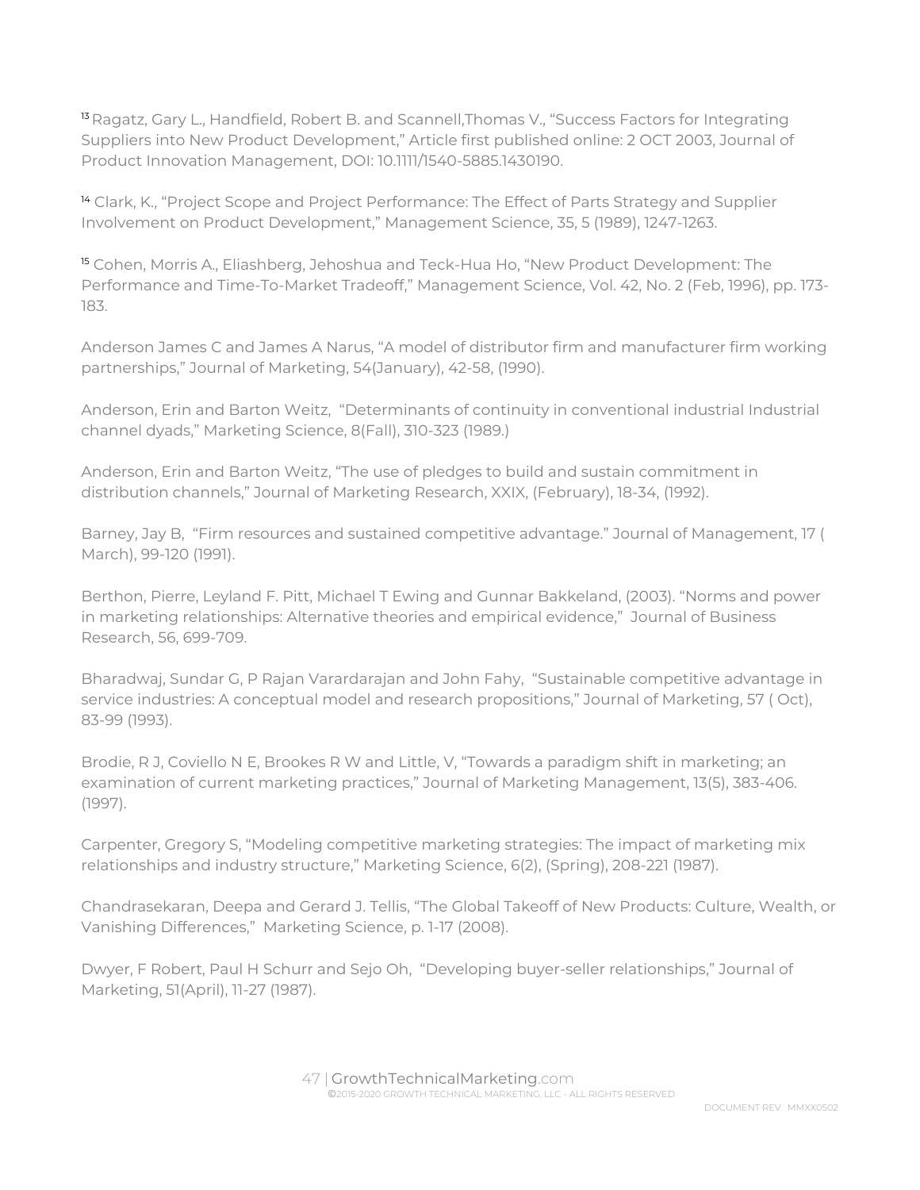[13] Ragatz, Gary L., Handfield, Robert B. and Scannell,Thomas V., "Success Factors for Integrating Suppliers into New Product Development," Article first published online: 2 OCT 2003, Journal of Product Innovation Management, DOI: 10.1111/1540-5885.1430190.

[14] Clark, K., "Project Scope and Project Performance: The Effect of Parts Strategy and Supplier Involvement on Product Development," Management Science, 35, 5 (1989), 1247-1263.

[15] Cohen, Morris A., Eliashberg, Jehoshua and Teck-Hua Ho, "New Product Development: The Performance and Time-To-Market Tradeoff," Management Science, Vol. 42, No. 2 (Feb, 1996), pp. 173-183.

Anderson James C and James A Narus, "A model of distributor firm and manufacturer firm working partnerships," Journal of Marketing, 54(January), 42-58, (1990).

Anderson, Erin and Barton Weitz, "Determinants of continuity in conventional industrial Industrial channel dyads," Marketing Science, 8(Fall), 310-323 (1989.)

Anderson, Erin and Barton Weitz, "The use of pledges to build and sustain commitment in distribution channels," Journal of Marketing Research, XXIX, (February), 18-34, (1992).

Barney, Jay B, "Firm resources and sustained competitive advantage." Journal of Management, 17 ( March), 99-120 (1991).

Berthon, Pierre, Leyland F. Pitt, Michael T Ewing and Gunnar Bakkeland, (2003). "Norms and power in marketing relationships: Alternative theories and empirical evidence," Journal of Business Research, 56, 699-709.

Bharadwaj, Sundar G, P Rajan Varardarajan and John Fahy, "Sustainable competitive advantage in service industries: A conceptual model and research propositions," Journal of Marketing, 57 ( Oct), 83-99 (1993).

Brodie, R J, Coviello N E, Brookes R W and Little, V, "Towards a paradigm shift in marketing; an examination of current marketing practices," Journal of Marketing Management, 13(5), 383-406. (1997).

Carpenter, Gregory S, "Modeling competitive marketing strategies: The impact of marketing mix relationships and industry structure," Marketing Science, 6(2), (Spring), 208-221 (1987).

Chandrasekaran, Deepa and Gerard J. Tellis, "The Global Takeoff of New Products: Culture, Wealth, or Vanishing Differences," Marketing Science, p. 1-17 (2008).

Dwyer, F Robert, Paul H Schurr and Sejo Oh, "Developing buyer-seller relationships," Journal of Marketing, 51(April), 11-27 (1987).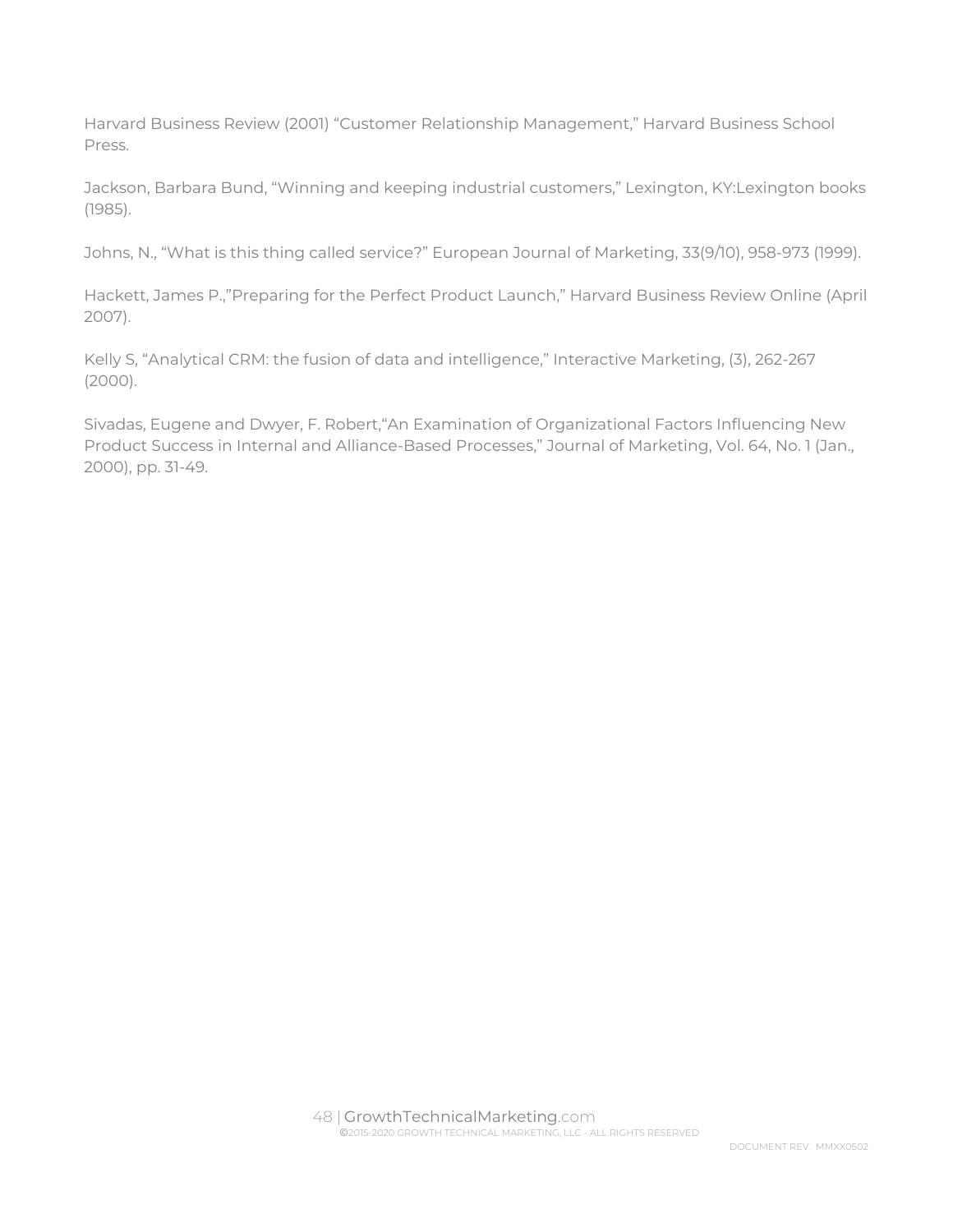Harvard Business Review (2001) “Customer Relationship Management,” Harvard Business School Press.

Jackson, Barbara Bund, “Winning and keeping industrial customers,” Lexington, KY:Lexington books (1985).

Johns, N., “What is this thing called service?” European Journal of Marketing, 33(9/10), 958-973 (1999).

Hackett, James P.,”Preparing for the Perfect Product Launch,” Harvard Business Review Online (April 2007).

Kelly S, “Analytical CRM: the fusion of data and intelligence,” Interactive Marketing, (3), 262-267 (2000).

Sivadas, Eugene and Dwyer, F. Robert,“An Examination of Organizational Factors Influencing New Product Success in Internal and Alliance-Based Processes,” Journal of Marketing, Vol. 64, No. 1 (Jan., 2000), pp. 31-49.